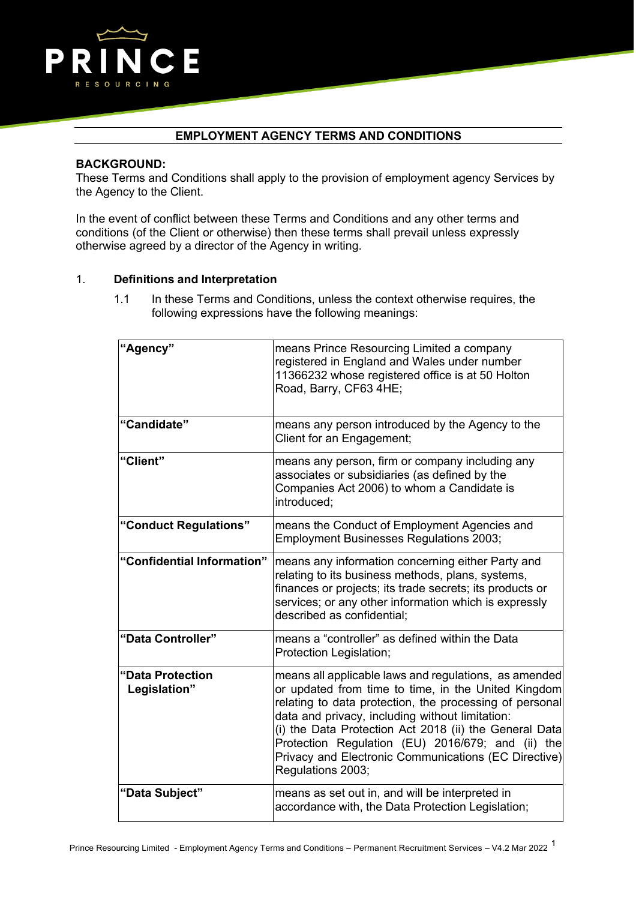# EMPLOYMENT AGENCY TERMS AND CONDITIONS

**BACKGROUND:**

These Terms and Conditions shall apply to the provision of employment agency Services by the Agency to the Client.

In the event of conflict between these Terms and Conditions and any other terms and conditions (of the Client or otherwise) then these terms shall prevail unless expressly otherwise agreed by a director of the Agency in writing.

## 1. Definitions and Interpretation

1.1 In these Terms and Conditions, unless the context otherwise requires, the following expressions have the following meanings:

| | |
|---|---|
| **"Agency"** | means Prince Resourcing Limited a company registered in England and Wales under number 11366232 whose registered office is at 50 Holton Road, Barry, CF63 4HE; |
| **"Candidate"** | means any person introduced by the Agency to the Client for an Engagement; |
| **"Client"** | means any person, firm or company including any associates or subsidiaries (as defined by the Companies Act 2006) to whom a Candidate is introduced; |
| **"Conduct Regulations"** | means the Conduct of Employment Agencies and Employment Businesses Regulations 2003; |
| **"Confidential Information"** | means any information concerning either Party and relating to its business methods, plans, systems, finances or projects; its trade secrets; its products or services; or any other information which is expressly described as confidential; |
| **"Data Controller"** | means a "controller" as defined within the Data Protection Legislation; |
| **"Data Protection Legislation"** | means all applicable laws and regulations, as amended or updated from time to time, in the United Kingdom relating to data protection, the processing of personal data and privacy, including without limitation: (i) the Data Protection Act 2018 (ii) the General Data Protection Regulation (EU) 2016/679; and (ii) the Privacy and Electronic Communications (EC Directive) Regulations 2003; |
| **"Data Subject"** | means as set out in, and will be interpreted in accordance with, the Data Protection Legislation; |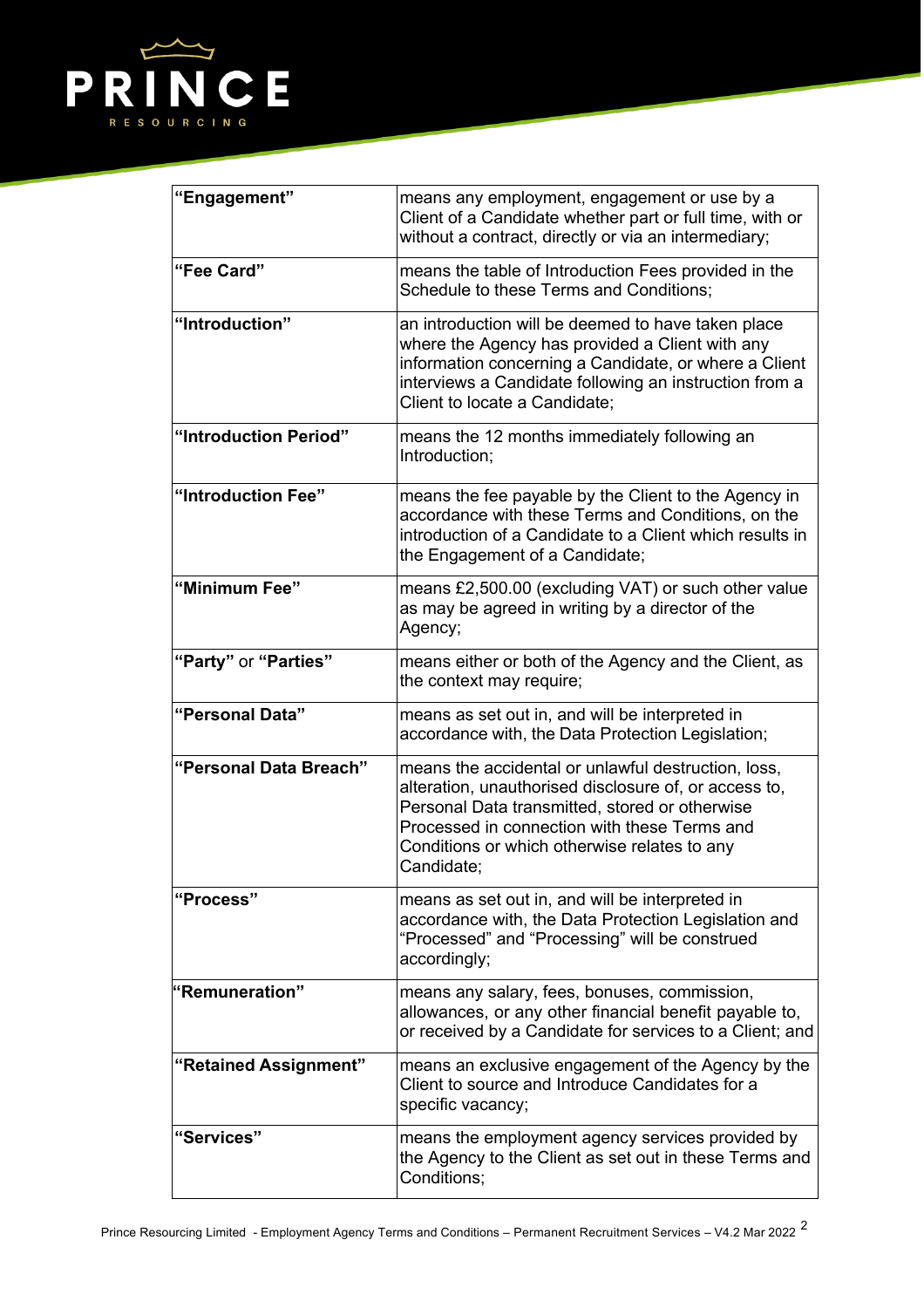| | |
|---|---|
| **"Engagement"** | means any employment, engagement or use by a Client of a Candidate whether part or full time, with or without a contract, directly or via an intermediary; |
| **"Fee Card"** | means the table of Introduction Fees provided in the Schedule to these Terms and Conditions; |
| **"Introduction"** | an introduction will be deemed to have taken place where the Agency has provided a Client with any information concerning a Candidate, or where a Client interviews a Candidate following an instruction from a Client to locate a Candidate; |
| **"Introduction Period"** | means the 12 months immediately following an Introduction; |
| **"Introduction Fee"** | means the fee payable by the Client to the Agency in accordance with these Terms and Conditions, on the introduction of a Candidate to a Client which results in the Engagement of a Candidate; |
| **"Minimum Fee"** | means £2,500.00 (excluding VAT) or such other value as may be agreed in writing by a director of the Agency; |
| **"Party"** or **"Parties"** | means either or both of the Agency and the Client, as the context may require; |
| **"Personal Data"** | means as set out in, and will be interpreted in accordance with, the Data Protection Legislation; |
| **"Personal Data Breach"** | means the accidental or unlawful destruction, loss, alteration, unauthorised disclosure of, or access to, Personal Data transmitted, stored or otherwise Processed in connection with these Terms and Conditions or which otherwise relates to any Candidate; |
| **"Process"** | means as set out in, and will be interpreted in accordance with, the Data Protection Legislation and "Processed" and "Processing" will be construed accordingly; |
| **"Remuneration"** | means any salary, fees, bonuses, commission, allowances, or any other financial benefit payable to, or received by a Candidate for services to a Client; and |
| **"Retained Assignment"** | means an exclusive engagement of the Agency by the Client to source and Introduce Candidates for a specific vacancy; |
| **"Services"** | means the employment agency services provided by the Agency to the Client as set out in these Terms and Conditions; |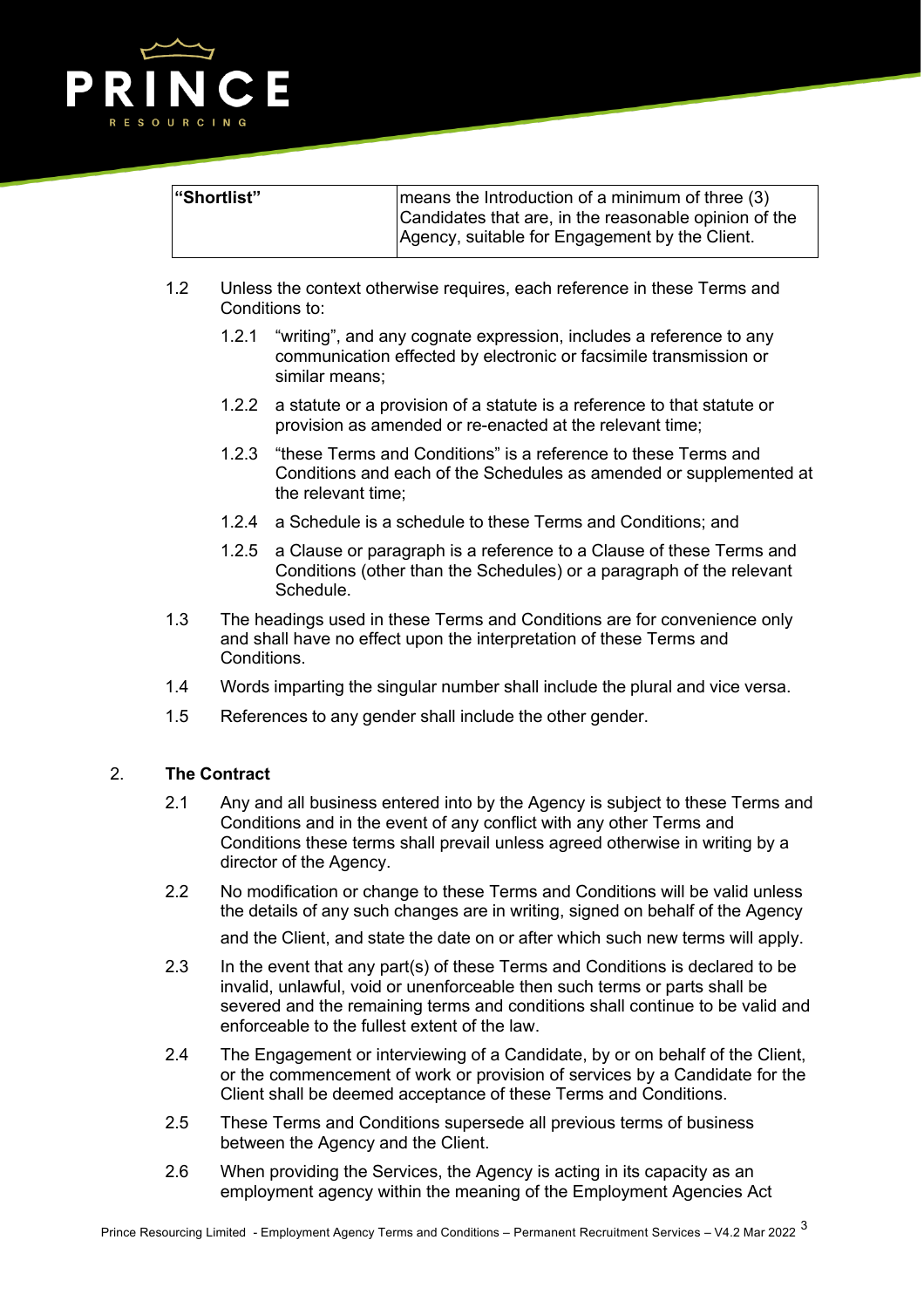| "Shortlist" | means the Introduction of a minimum of three (3) Candidates that are, in the reasonable opinion of the Agency, suitable for Engagement by the Client. |
|---|---|

1.2 Unless the context otherwise requires, each reference in these Terms and Conditions to:

1.2.1 "writing", and any cognate expression, includes a reference to any communication effected by electronic or facsimile transmission or similar means;

1.2.2 a statute or a provision of a statute is a reference to that statute or provision as amended or re-enacted at the relevant time;

1.2.3 "these Terms and Conditions" is a reference to these Terms and Conditions and each of the Schedules as amended or supplemented at the relevant time;

1.2.4 a Schedule is a schedule to these Terms and Conditions; and

1.2.5 a Clause or paragraph is a reference to a Clause of these Terms and Conditions (other than the Schedules) or a paragraph of the relevant Schedule.

1.3 The headings used in these Terms and Conditions are for convenience only and shall have no effect upon the interpretation of these Terms and Conditions.

1.4 Words imparting the singular number shall include the plural and vice versa.

1.5 References to any gender shall include the other gender.

## 2. The Contract

2.1 Any and all business entered into by the Agency is subject to these Terms and Conditions and in the event of any conflict with any other Terms and Conditions these terms shall prevail unless agreed otherwise in writing by a director of the Agency.

2.2 No modification or change to these Terms and Conditions will be valid unless the details of any such changes are in writing, signed on behalf of the Agency and the Client, and state the date on or after which such new terms will apply.

2.3 In the event that any part(s) of these Terms and Conditions is declared to be invalid, unlawful, void or unenforceable then such terms or parts shall be severed and the remaining terms and conditions shall continue to be valid and enforceable to the fullest extent of the law.

2.4 The Engagement or interviewing of a Candidate, by or on behalf of the Client, or the commencement of work or provision of services by a Candidate for the Client shall be deemed acceptance of these Terms and Conditions.

2.5 These Terms and Conditions supersede all previous terms of business between the Agency and the Client.

2.6 When providing the Services, the Agency is acting in its capacity as an employment agency within the meaning of the Employment Agencies Act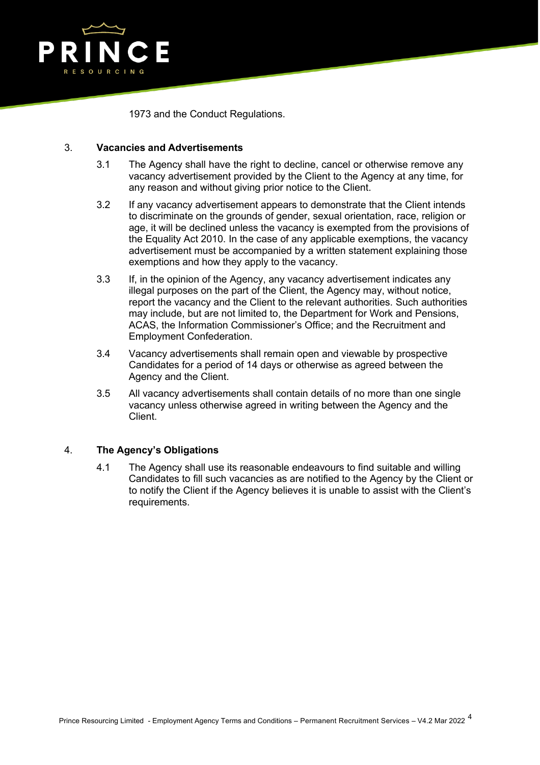1973 and the Conduct Regulations.

## 3. Vacancies and Advertisements

3.1 The Agency shall have the right to decline, cancel or otherwise remove any vacancy advertisement provided by the Client to the Agency at any time, for any reason and without giving prior notice to the Client.

3.2 If any vacancy advertisement appears to demonstrate that the Client intends to discriminate on the grounds of gender, sexual orientation, race, religion or age, it will be declined unless the vacancy is exempted from the provisions of the Equality Act 2010. In the case of any applicable exemptions, the vacancy advertisement must be accompanied by a written statement explaining those exemptions and how they apply to the vacancy.

3.3 If, in the opinion of the Agency, any vacancy advertisement indicates any illegal purposes on the part of the Client, the Agency may, without notice, report the vacancy and the Client to the relevant authorities. Such authorities may include, but are not limited to, the Department for Work and Pensions, ACAS, the Information Commissioner's Office; and the Recruitment and Employment Confederation.

3.4 Vacancy advertisements shall remain open and viewable by prospective Candidates for a period of 14 days or otherwise as agreed between the Agency and the Client.

3.5 All vacancy advertisements shall contain details of no more than one single vacancy unless otherwise agreed in writing between the Agency and the Client.

## 4. The Agency's Obligations

4.1 The Agency shall use its reasonable endeavours to find suitable and willing Candidates to fill such vacancies as are notified to the Agency by the Client or to notify the Client if the Agency believes it is unable to assist with the Client's requirements.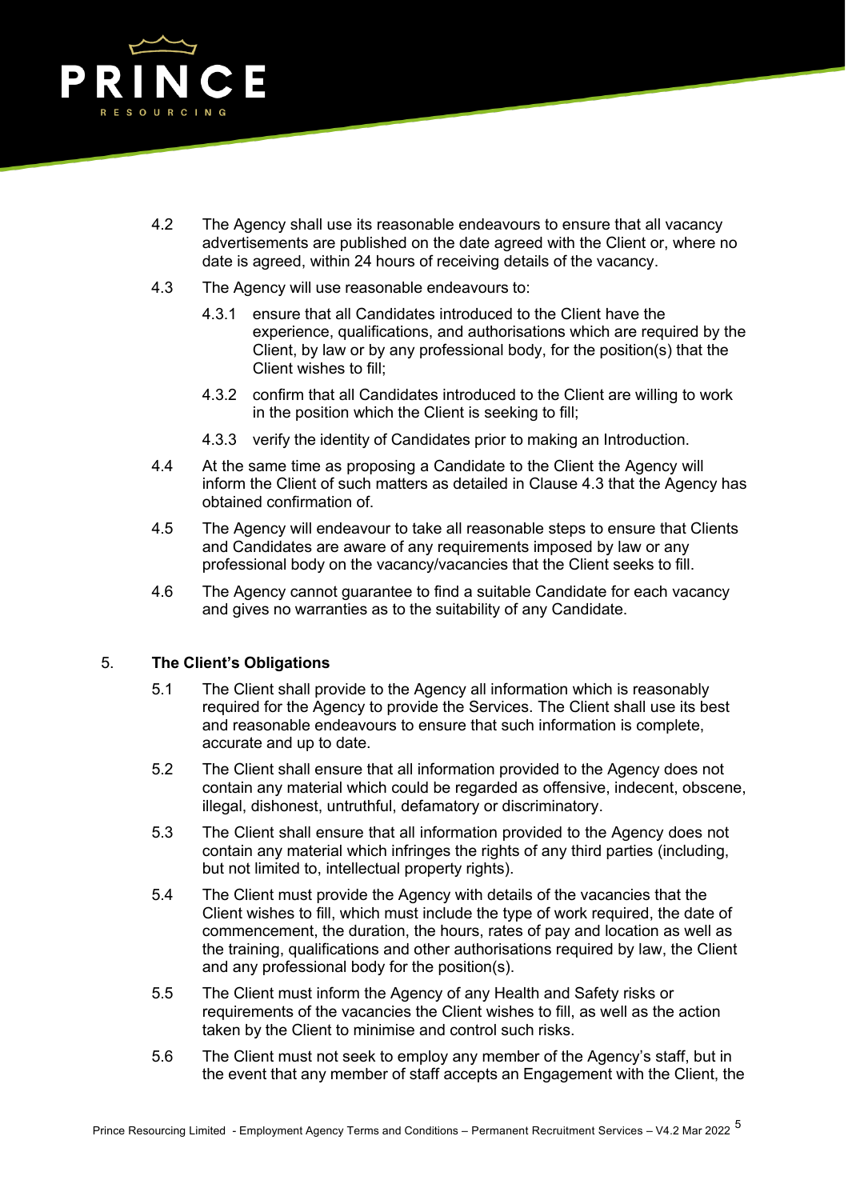4.2 The Agency shall use its reasonable endeavours to ensure that all vacancy advertisements are published on the date agreed with the Client or, where no date is agreed, within 24 hours of receiving details of the vacancy.

4.3 The Agency will use reasonable endeavours to:

4.3.1 ensure that all Candidates introduced to the Client have the experience, qualifications, and authorisations which are required by the Client, by law or by any professional body, for the position(s) that the Client wishes to fill;

4.3.2 confirm that all Candidates introduced to the Client are willing to work in the position which the Client is seeking to fill;

4.3.3 verify the identity of Candidates prior to making an Introduction.

4.4 At the same time as proposing a Candidate to the Client the Agency will inform the Client of such matters as detailed in Clause 4.3 that the Agency has obtained confirmation of.

4.5 The Agency will endeavour to take all reasonable steps to ensure that Clients and Candidates are aware of any requirements imposed by law or any professional body on the vacancy/vacancies that the Client seeks to fill.

4.6 The Agency cannot guarantee to find a suitable Candidate for each vacancy and gives no warranties as to the suitability of any Candidate.

5. **The Client's Obligations**

5.1 The Client shall provide to the Agency all information which is reasonably required for the Agency to provide the Services. The Client shall use its best and reasonable endeavours to ensure that such information is complete, accurate and up to date.

5.2 The Client shall ensure that all information provided to the Agency does not contain any material which could be regarded as offensive, indecent, obscene, illegal, dishonest, untruthful, defamatory or discriminatory.

5.3 The Client shall ensure that all information provided to the Agency does not contain any material which infringes the rights of any third parties (including, but not limited to, intellectual property rights).

5.4 The Client must provide the Agency with details of the vacancies that the Client wishes to fill, which must include the type of work required, the date of commencement, the duration, the hours, rates of pay and location as well as the training, qualifications and other authorisations required by law, the Client and any professional body for the position(s).

5.5 The Client must inform the Agency of any Health and Safety risks or requirements of the vacancies the Client wishes to fill, as well as the action taken by the Client to minimise and control such risks.

5.6 The Client must not seek to employ any member of the Agency's staff, but in the event that any member of staff accepts an Engagement with the Client, the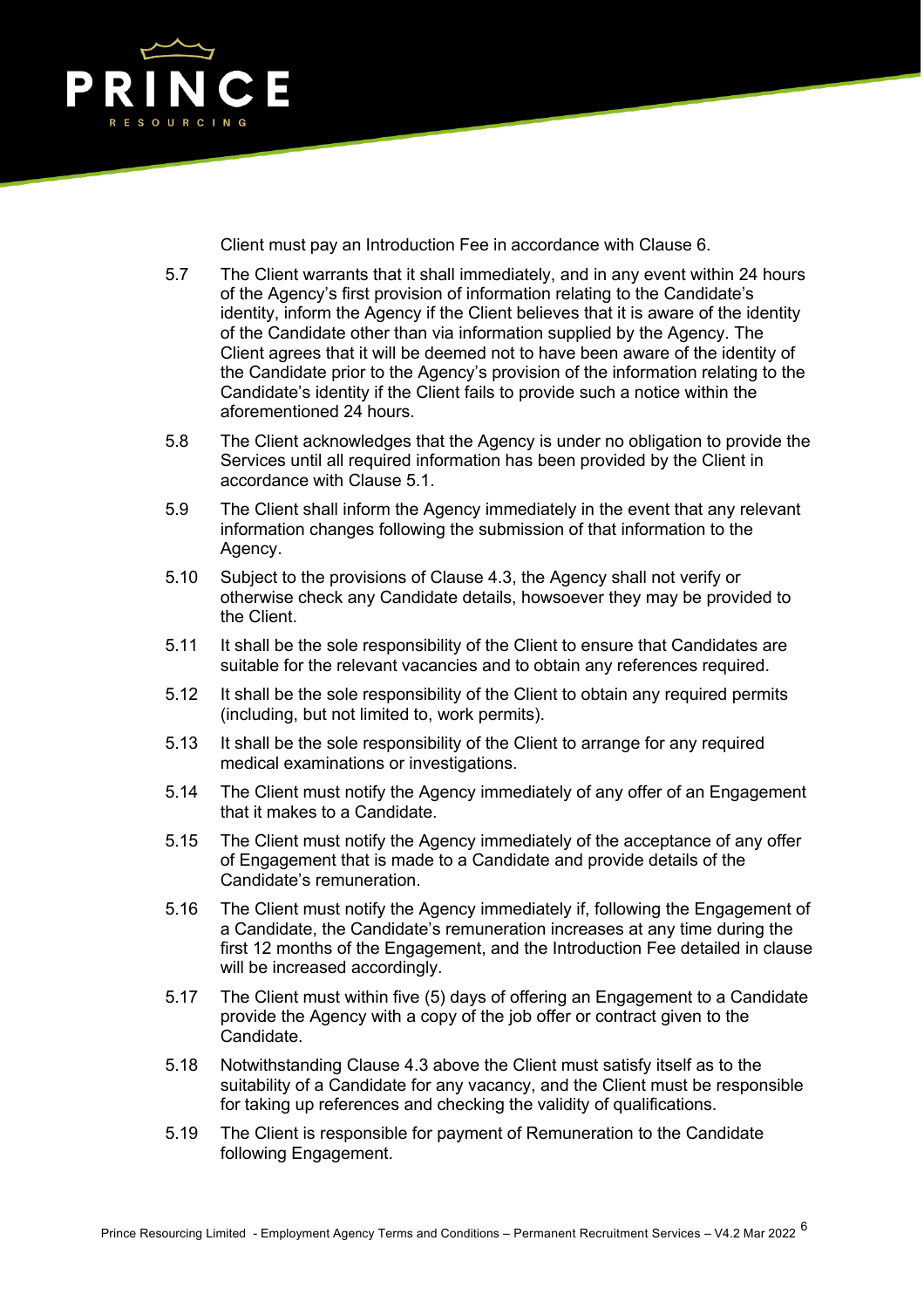Client must pay an Introduction Fee in accordance with Clause 6.

5.7 The Client warrants that it shall immediately, and in any event within 24 hours of the Agency's first provision of information relating to the Candidate's identity, inform the Agency if the Client believes that it is aware of the identity of the Candidate other than via information supplied by the Agency. The Client agrees that it will be deemed not to have been aware of the identity of the Candidate prior to the Agency's provision of the information relating to the Candidate's identity if the Client fails to provide such a notice within the aforementioned 24 hours.

5.8 The Client acknowledges that the Agency is under no obligation to provide the Services until all required information has been provided by the Client in accordance with Clause 5.1.

5.9 The Client shall inform the Agency immediately in the event that any relevant information changes following the submission of that information to the Agency.

5.10 Subject to the provisions of Clause 4.3, the Agency shall not verify or otherwise check any Candidate details, howsoever they may be provided to the Client.

5.11 It shall be the sole responsibility of the Client to ensure that Candidates are suitable for the relevant vacancies and to obtain any references required.

5.12 It shall be the sole responsibility of the Client to obtain any required permits (including, but not limited to, work permits).

5.13 It shall be the sole responsibility of the Client to arrange for any required medical examinations or investigations.

5.14 The Client must notify the Agency immediately of any offer of an Engagement that it makes to a Candidate.

5.15 The Client must notify the Agency immediately of the acceptance of any offer of Engagement that is made to a Candidate and provide details of the Candidate's remuneration.

5.16 The Client must notify the Agency immediately if, following the Engagement of a Candidate, the Candidate's remuneration increases at any time during the first 12 months of the Engagement, and the Introduction Fee detailed in clause will be increased accordingly.

5.17 The Client must within five (5) days of offering an Engagement to a Candidate provide the Agency with a copy of the job offer or contract given to the Candidate.

5.18 Notwithstanding Clause 4.3 above the Client must satisfy itself as to the suitability of a Candidate for any vacancy, and the Client must be responsible for taking up references and checking the validity of qualifications.

5.19 The Client is responsible for payment of Remuneration to the Candidate following Engagement.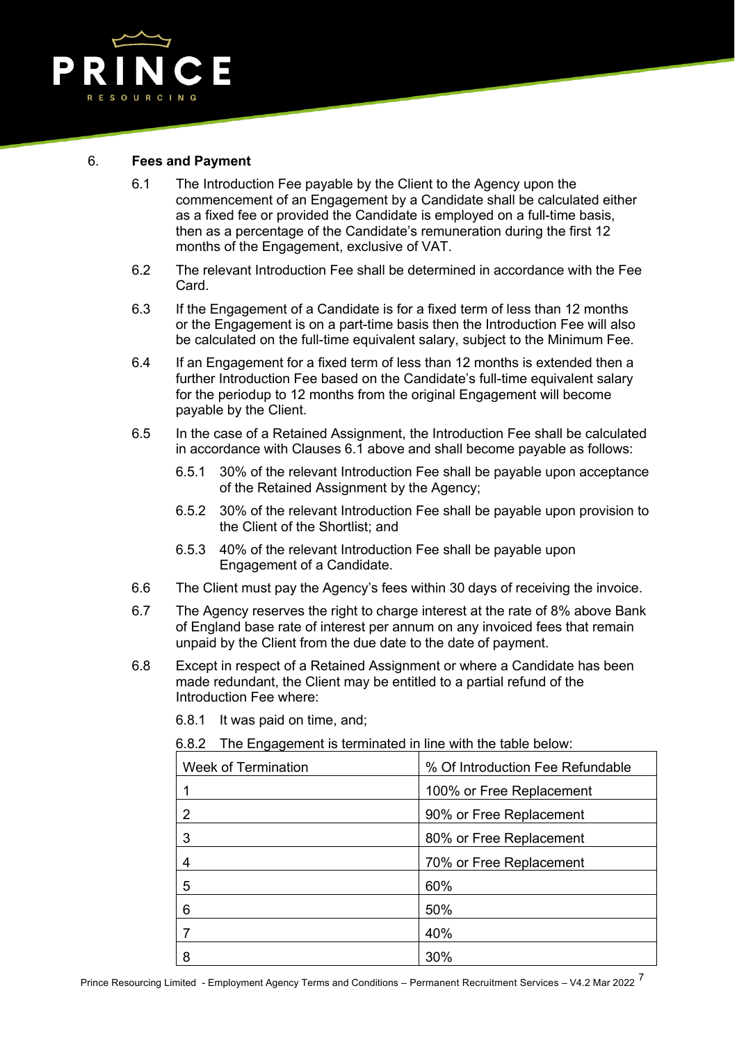## 6. Fees and Payment

6.1 The Introduction Fee payable by the Client to the Agency upon the commencement of an Engagement by a Candidate shall be calculated either as a fixed fee or provided the Candidate is employed on a full-time basis, then as a percentage of the Candidate's remuneration during the first 12 months of the Engagement, exclusive of VAT.

6.2 The relevant Introduction Fee shall be determined in accordance with the Fee Card.

6.3 If the Engagement of a Candidate is for a fixed term of less than 12 months or the Engagement is on a part-time basis then the Introduction Fee will also be calculated on the full-time equivalent salary, subject to the Minimum Fee.

6.4 If an Engagement for a fixed term of less than 12 months is extended then a further Introduction Fee based on the Candidate's full-time equivalent salary for the periodup to 12 months from the original Engagement will become payable by the Client.

6.5 In the case of a Retained Assignment, the Introduction Fee shall be calculated in accordance with Clauses 6.1 above and shall become payable as follows:

6.5.1 30% of the relevant Introduction Fee shall be payable upon acceptance of the Retained Assignment by the Agency;

6.5.2 30% of the relevant Introduction Fee shall be payable upon provision to the Client of the Shortlist; and

6.5.3 40% of the relevant Introduction Fee shall be payable upon Engagement of a Candidate.

6.6 The Client must pay the Agency's fees within 30 days of receiving the invoice.

6.7 The Agency reserves the right to charge interest at the rate of 8% above Bank of England base rate of interest per annum on any invoiced fees that remain unpaid by the Client from the due date to the date of payment.

6.8 Except in respect of a Retained Assignment or where a Candidate has been made redundant, the Client may be entitled to a partial refund of the Introduction Fee where:

6.8.1 It was paid on time, and;

6.8.2 The Engagement is terminated in line with the table below:

| Week of Termination | % Of Introduction Fee Refundable |
|---|---|
| 1 | 100% or Free Replacement |
| 2 | 90% or Free Replacement |
| 3 | 80% or Free Replacement |
| 4 | 70% or Free Replacement |
| 5 | 60% |
| 6 | 50% |
| 7 | 40% |
| 8 | 30% |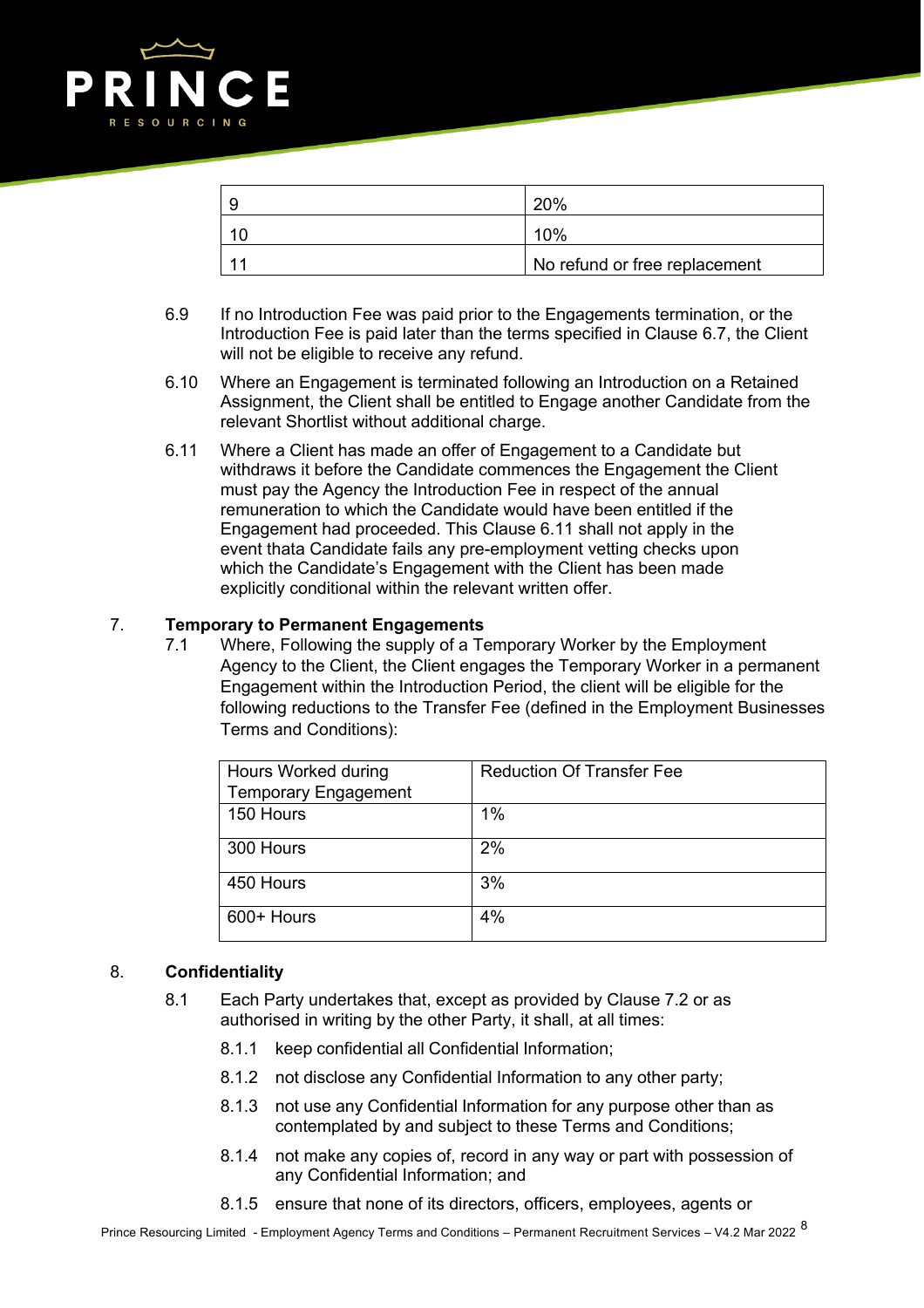| 9 | 20% |
| --- | --- |
| 10 | 10% |
| 11 | No refund or free replacement |

6.9 If no Introduction Fee was paid prior to the Engagements termination, or the Introduction Fee is paid later than the terms specified in Clause 6.7, the Client will not be eligible to receive any refund.

6.10 Where an Engagement is terminated following an Introduction on a Retained Assignment, the Client shall be entitled to Engage another Candidate from the relevant Shortlist without additional charge.

6.11 Where a Client has made an offer of Engagement to a Candidate but withdraws it before the Candidate commences the Engagement the Client must pay the Agency the Introduction Fee in respect of the annual remuneration to which the Candidate would have been entitled if the Engagement had proceeded. This Clause 6.11 shall not apply in the event thata Candidate fails any pre-employment vetting checks upon which the Candidate's Engagement with the Client has been made explicitly conditional within the relevant written offer.

## 7. Temporary to Permanent Engagements

7.1 Where, Following the supply of a Temporary Worker by the Employment Agency to the Client, the Client engages the Temporary Worker in a permanent Engagement within the Introduction Period, the client will be eligible for the following reductions to the Transfer Fee (defined in the Employment Businesses Terms and Conditions):

| Hours Worked during Temporary Engagement | Reduction Of Transfer Fee |
| --- | --- |
| 150 Hours | 1% |
| 300 Hours | 2% |
| 450 Hours | 3% |
| 600+ Hours | 4% |

## 8. Confidentiality

8.1 Each Party undertakes that, except as provided by Clause 7.2 or as authorised in writing by the other Party, it shall, at all times:

8.1.1 keep confidential all Confidential Information;

8.1.2 not disclose any Confidential Information to any other party;

8.1.3 not use any Confidential Information for any purpose other than as contemplated by and subject to these Terms and Conditions;

8.1.4 not make any copies of, record in any way or part with possession of any Confidential Information; and

8.1.5 ensure that none of its directors, officers, employees, agents or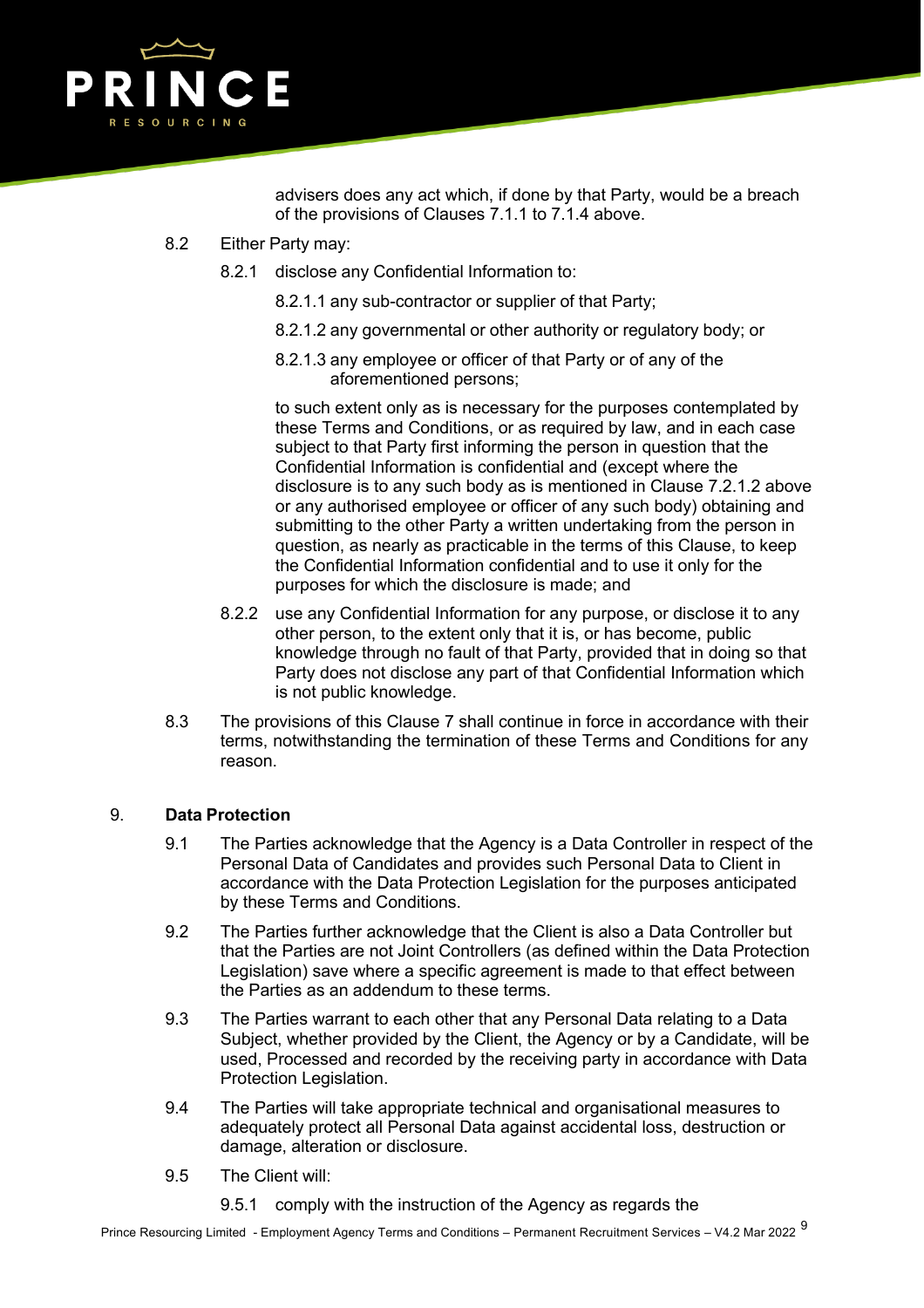advisers does any act which, if done by that Party, would be a breach of the provisions of Clauses 7.1.1 to 7.1.4 above.

8.2 Either Party may:

8.2.1 disclose any Confidential Information to:

8.2.1.1 any sub-contractor or supplier of that Party;

8.2.1.2 any governmental or other authority or regulatory body; or

8.2.1.3 any employee or officer of that Party or of any of the aforementioned persons;

to such extent only as is necessary for the purposes contemplated by these Terms and Conditions, or as required by law, and in each case subject to that Party first informing the person in question that the Confidential Information is confidential and (except where the disclosure is to any such body as is mentioned in Clause 7.2.1.2 above or any authorised employee or officer of any such body) obtaining and submitting to the other Party a written undertaking from the person in question, as nearly as practicable in the terms of this Clause, to keep the Confidential Information confidential and to use it only for the purposes for which the disclosure is made; and

8.2.2 use any Confidential Information for any purpose, or disclose it to any other person, to the extent only that it is, or has become, public knowledge through no fault of that Party, provided that in doing so that Party does not disclose any part of that Confidential Information which is not public knowledge.

8.3 The provisions of this Clause 7 shall continue in force in accordance with their terms, notwithstanding the termination of these Terms and Conditions for any reason.

## 9. **Data Protection**

9.1 The Parties acknowledge that the Agency is a Data Controller in respect of the Personal Data of Candidates and provides such Personal Data to Client in accordance with the Data Protection Legislation for the purposes anticipated by these Terms and Conditions.

9.2 The Parties further acknowledge that the Client is also a Data Controller but that the Parties are not Joint Controllers (as defined within the Data Protection Legislation) save where a specific agreement is made to that effect between the Parties as an addendum to these terms.

9.3 The Parties warrant to each other that any Personal Data relating to a Data Subject, whether provided by the Client, the Agency or by a Candidate, will be used, Processed and recorded by the receiving party in accordance with Data Protection Legislation.

9.4 The Parties will take appropriate technical and organisational measures to adequately protect all Personal Data against accidental loss, destruction or damage, alteration or disclosure.

9.5 The Client will:

9.5.1 comply with the instruction of the Agency as regards the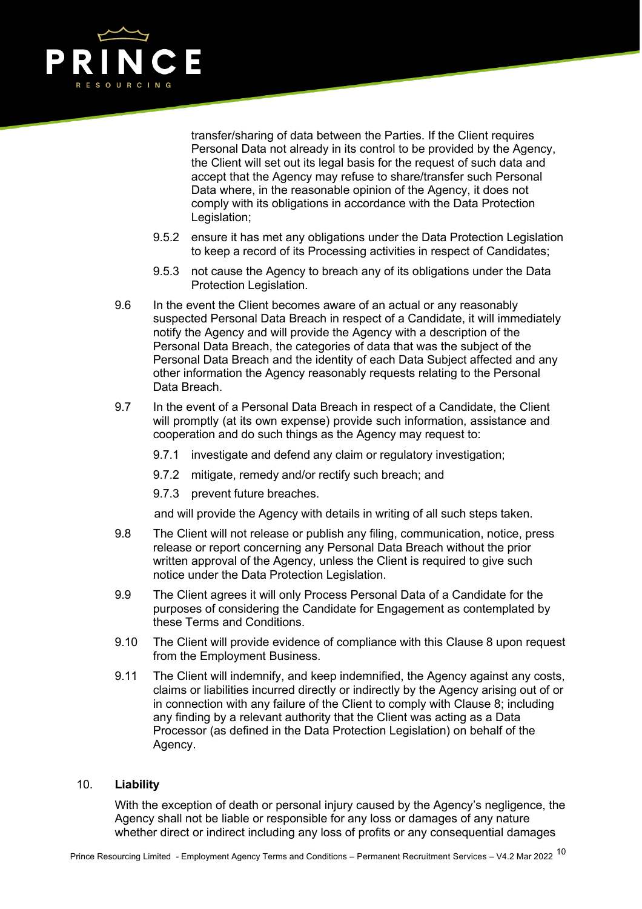transfer/sharing of data between the Parties. If the Client requires Personal Data not already in its control to be provided by the Agency, the Client will set out its legal basis for the request of such data and accept that the Agency may refuse to share/transfer such Personal Data where, in the reasonable opinion of the Agency, it does not comply with its obligations in accordance with the Data Protection Legislation;

9.5.2 ensure it has met any obligations under the Data Protection Legislation to keep a record of its Processing activities in respect of Candidates;

9.5.3 not cause the Agency to breach any of its obligations under the Data Protection Legislation.

9.6 In the event the Client becomes aware of an actual or any reasonably suspected Personal Data Breach in respect of a Candidate, it will immediately notify the Agency and will provide the Agency with a description of the Personal Data Breach, the categories of data that was the subject of the Personal Data Breach and the identity of each Data Subject affected and any other information the Agency reasonably requests relating to the Personal Data Breach.

9.7 In the event of a Personal Data Breach in respect of a Candidate, the Client will promptly (at its own expense) provide such information, assistance and cooperation and do such things as the Agency may request to:

9.7.1 investigate and defend any claim or regulatory investigation;

9.7.2 mitigate, remedy and/or rectify such breach; and

9.7.3 prevent future breaches.

and will provide the Agency with details in writing of all such steps taken.

9.8 The Client will not release or publish any filing, communication, notice, press release or report concerning any Personal Data Breach without the prior written approval of the Agency, unless the Client is required to give such notice under the Data Protection Legislation.

9.9 The Client agrees it will only Process Personal Data of a Candidate for the purposes of considering the Candidate for Engagement as contemplated by these Terms and Conditions.

9.10 The Client will provide evidence of compliance with this Clause 8 upon request from the Employment Business.

9.11 The Client will indemnify, and keep indemnified, the Agency against any costs, claims or liabilities incurred directly or indirectly by the Agency arising out of or in connection with any failure of the Client to comply with Clause 8; including any finding by a relevant authority that the Client was acting as a Data Processor (as defined in the Data Protection Legislation) on behalf of the Agency.

## 10. Liability

With the exception of death or personal injury caused by the Agency's negligence, the Agency shall not be liable or responsible for any loss or damages of any nature whether direct or indirect including any loss of profits or any consequential damages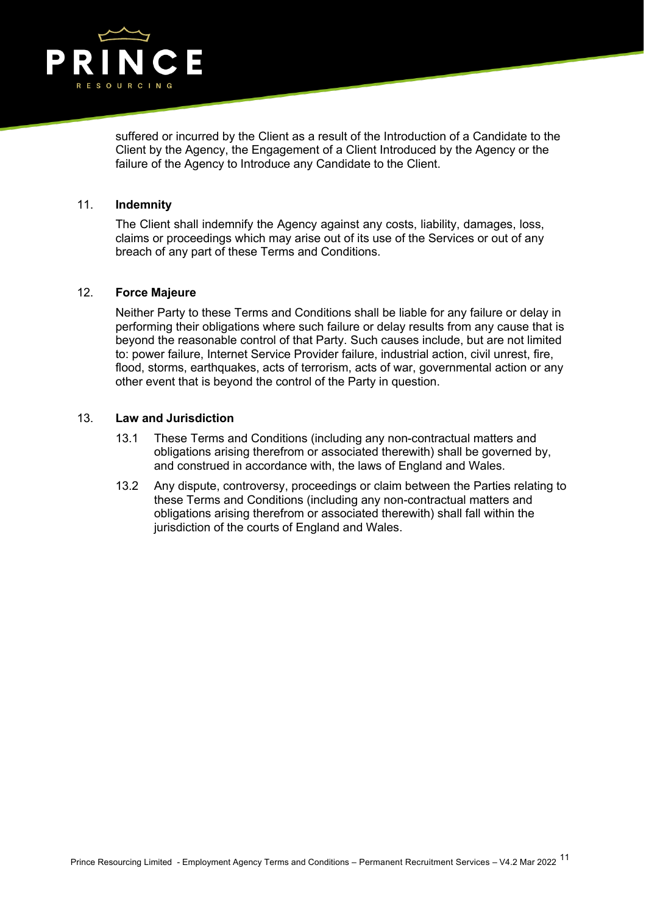suffered or incurred by the Client as a result of the Introduction of a Candidate to the Client by the Agency, the Engagement of a Client Introduced by the Agency or the failure of the Agency to Introduce any Candidate to the Client.

## 11. **Indemnity**

The Client shall indemnify the Agency against any costs, liability, damages, loss, claims or proceedings which may arise out of its use of the Services or out of any breach of any part of these Terms and Conditions.

## 12. **Force Majeure**

Neither Party to these Terms and Conditions shall be liable for any failure or delay in performing their obligations where such failure or delay results from any cause that is beyond the reasonable control of that Party. Such causes include, but are not limited to: power failure, Internet Service Provider failure, industrial action, civil unrest, fire, flood, storms, earthquakes, acts of terrorism, acts of war, governmental action or any other event that is beyond the control of the Party in question.

## 13. **Law and Jurisdiction**

13.1 These Terms and Conditions (including any non-contractual matters and obligations arising therefrom or associated therewith) shall be governed by, and construed in accordance with, the laws of England and Wales.

13.2 Any dispute, controversy, proceedings or claim between the Parties relating to these Terms and Conditions (including any non-contractual matters and obligations arising therefrom or associated therewith) shall fall within the jurisdiction of the courts of England and Wales.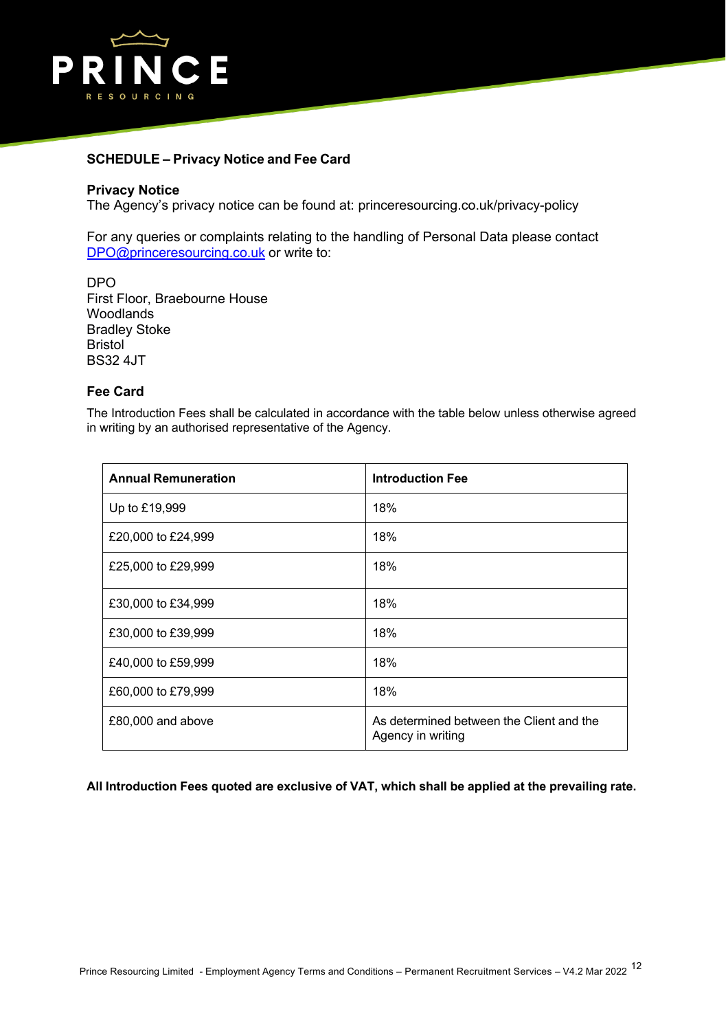## SCHEDULE – Privacy Notice and Fee Card

### Privacy Notice

The Agency's privacy notice can be found at: princeresourcing.co.uk/privacy-policy

For any queries or complaints relating to the handling of Personal Data please contact DPO@princeresourcing.co.uk or write to:

DPO
First Floor, Braebourne House
Woodlands
Bradley Stoke
Bristol
BS32 4JT

### Fee Card

The Introduction Fees shall be calculated in accordance with the table below unless otherwise agreed in writing by an authorised representative of the Agency.

| Annual Remuneration | Introduction Fee |
|---|---|
| Up to £19,999 | 18% |
| £20,000 to £24,999 | 18% |
| £25,000 to £29,999 | 18% |
| £30,000 to £34,999 | 18% |
| £30,000 to £39,999 | 18% |
| £40,000 to £59,999 | 18% |
| £60,000 to £79,999 | 18% |
| £80,000 and above | As determined between the Client and the Agency in writing |

**All Introduction Fees quoted are exclusive of VAT, which shall be applied at the prevailing rate.**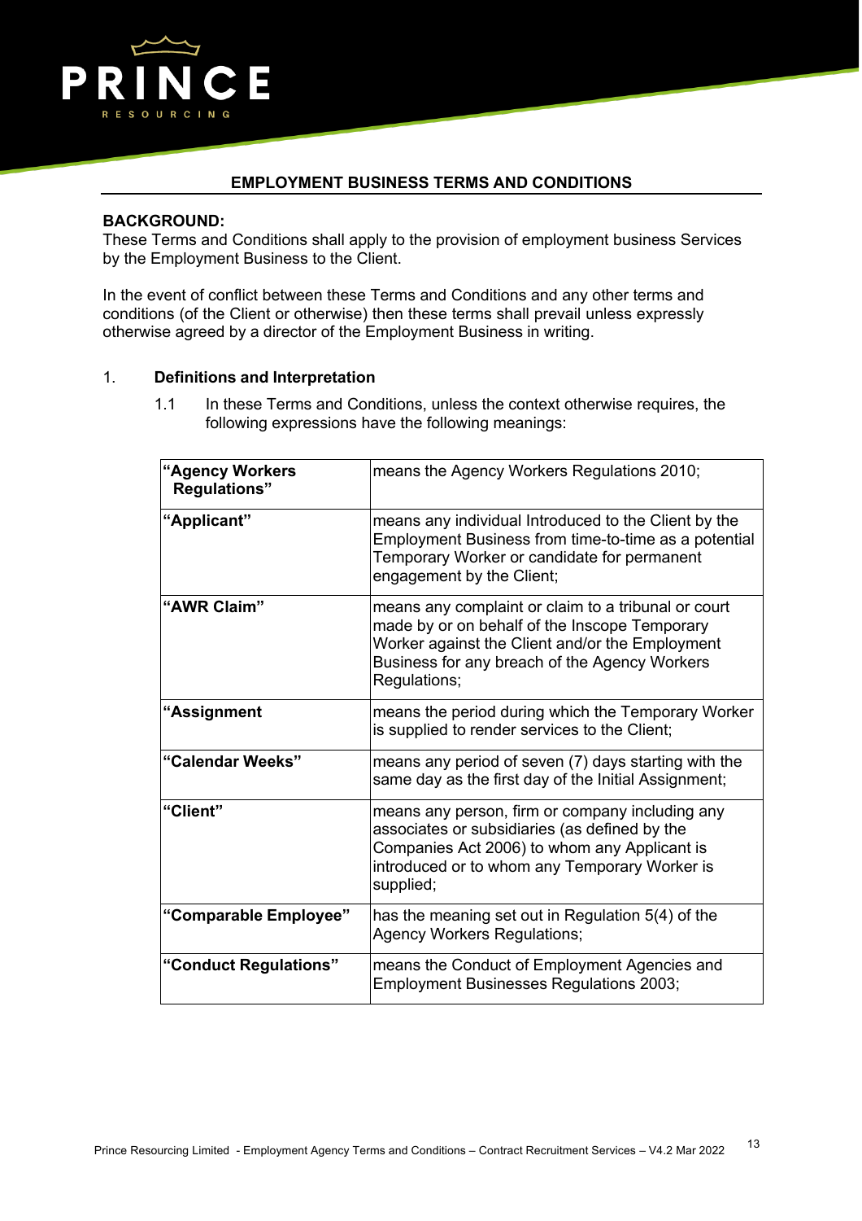## EMPLOYMENT BUSINESS TERMS AND CONDITIONS

**BACKGROUND:**

These Terms and Conditions shall apply to the provision of employment business Services by the Employment Business to the Client.

In the event of conflict between these Terms and Conditions and any other terms and conditions (of the Client or otherwise) then these terms shall prevail unless expressly otherwise agreed by a director of the Employment Business in writing.

1. **Definitions and Interpretation**

   1.1 In these Terms and Conditions, unless the context otherwise requires, the following expressions have the following meanings:

| | |
|---|---|
| **"Agency Workers Regulations"** | means the Agency Workers Regulations 2010; |
| **"Applicant"** | means any individual Introduced to the Client by the Employment Business from time-to-time as a potential Temporary Worker or candidate for permanent engagement by the Client; |
| **"AWR Claim"** | means any complaint or claim to a tribunal or court made by or on behalf of the Inscope Temporary Worker against the Client and/or the Employment Business for any breach of the Agency Workers Regulations; |
| **"Assignment** | means the period during which the Temporary Worker is supplied to render services to the Client; |
| **"Calendar Weeks"** | means any period of seven (7) days starting with the same day as the first day of the Initial Assignment; |
| **"Client"** | means any person, firm or company including any associates or subsidiaries (as defined by the Companies Act 2006) to whom any Applicant is introduced or to whom any Temporary Worker is supplied; |
| **"Comparable Employee"** | has the meaning set out in Regulation 5(4) of the Agency Workers Regulations; |
| **"Conduct Regulations"** | means the Conduct of Employment Agencies and Employment Businesses Regulations 2003; |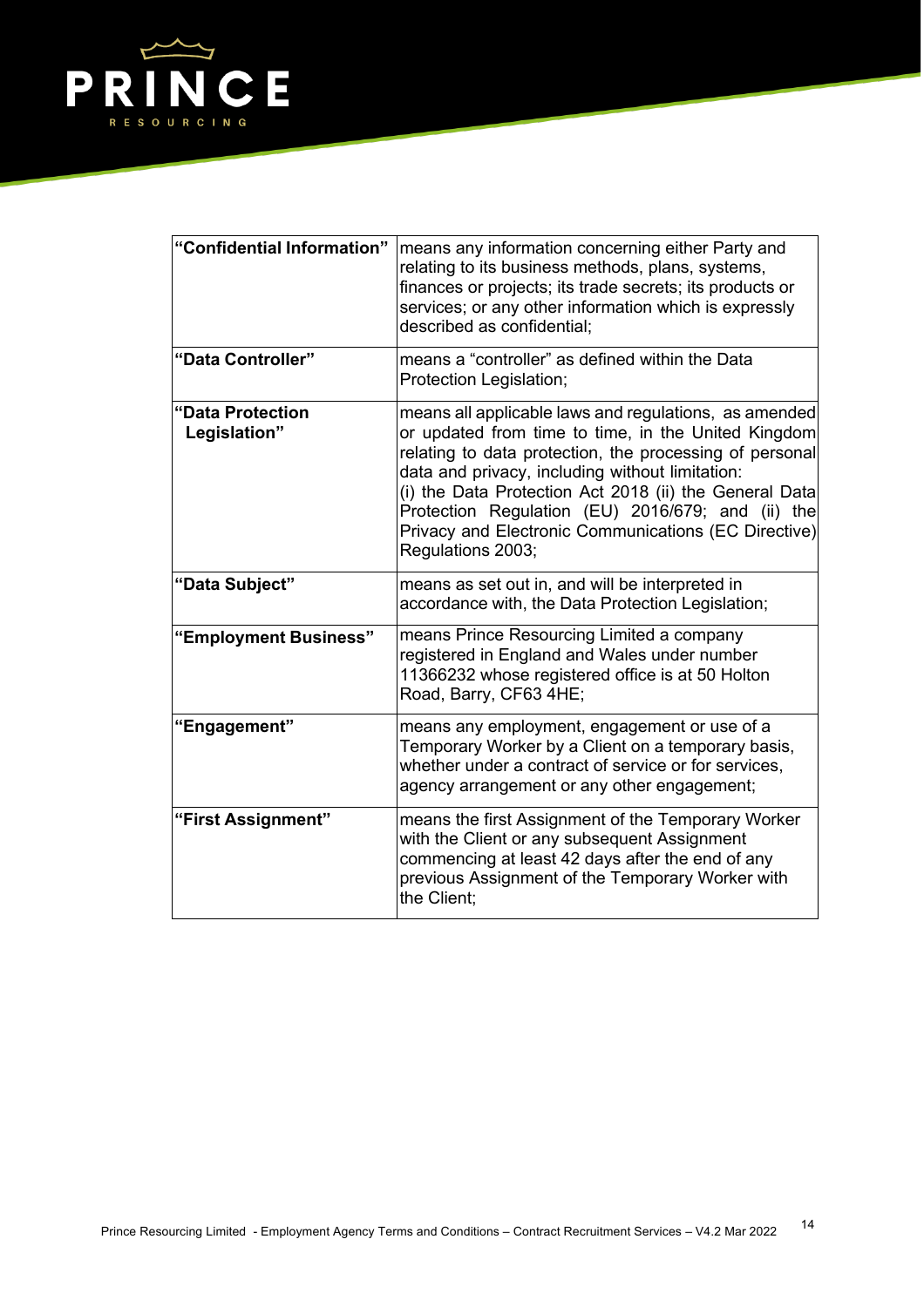| | |
|---|---|
| **"Confidential Information"** | means any information concerning either Party and relating to its business methods, plans, systems, finances or projects; its trade secrets; its products or services; or any other information which is expressly described as confidential; |
| **"Data Controller"** | means a "controller" as defined within the Data Protection Legislation; |
| **"Data Protection Legislation"** | means all applicable laws and regulations, as amended or updated from time to time, in the United Kingdom relating to data protection, the processing of personal data and privacy, including without limitation: (i) the Data Protection Act 2018 (ii) the General Data Protection Regulation (EU) 2016/679; and (ii) the Privacy and Electronic Communications (EC Directive) Regulations 2003; |
| **"Data Subject"** | means as set out in, and will be interpreted in accordance with, the Data Protection Legislation; |
| **"Employment Business"** | means Prince Resourcing Limited a company registered in England and Wales under number 11366232 whose registered office is at 50 Holton Road, Barry, CF63 4HE; |
| **"Engagement"** | means any employment, engagement or use of a Temporary Worker by a Client on a temporary basis, whether under a contract of service or for services, agency arrangement or any other engagement; |
| **"First Assignment"** | means the first Assignment of the Temporary Worker with the Client or any subsequent Assignment commencing at least 42 days after the end of any previous Assignment of the Temporary Worker with the Client; |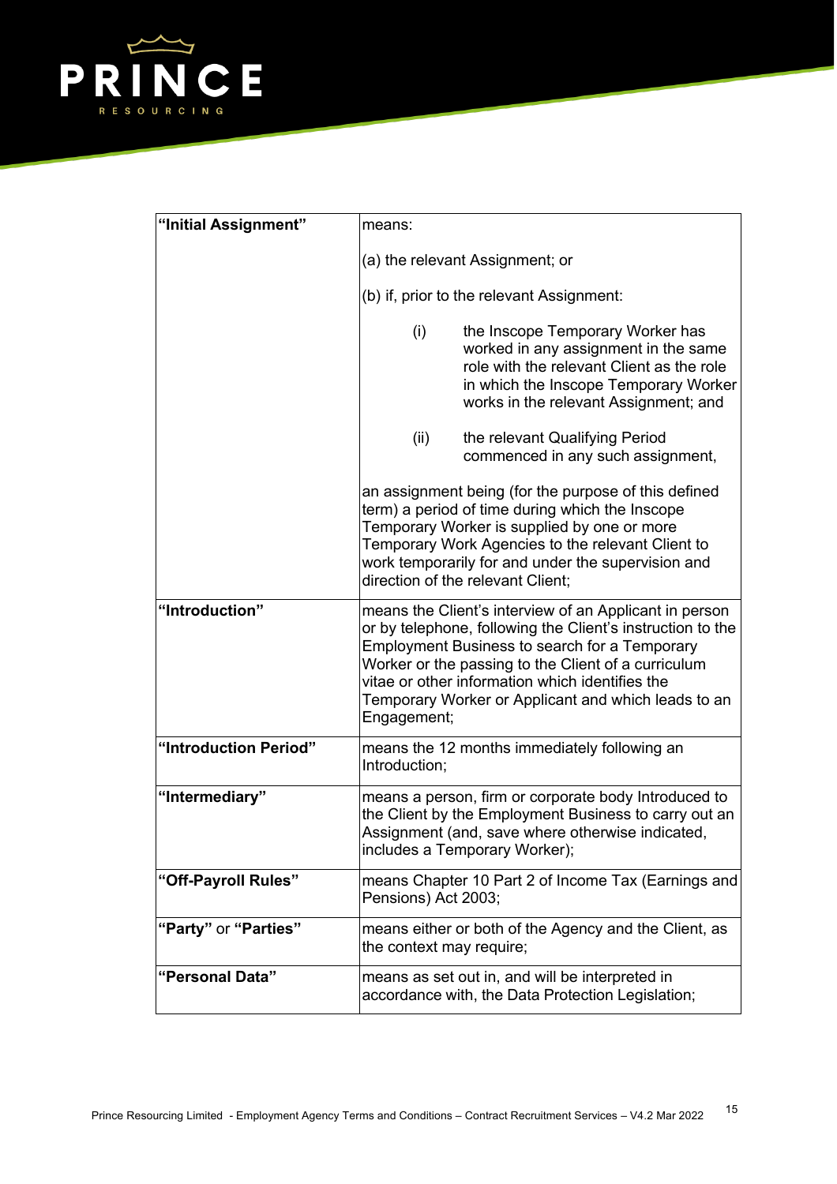| | |
|---|---|
| **"Initial Assignment"** | means:<br><br>(a) the relevant Assignment; or<br><br>(b) if, prior to the relevant Assignment:<br><br>(i) the Inscope Temporary Worker has worked in any assignment in the same role with the relevant Client as the role in which the Inscope Temporary Worker works in the relevant Assignment; and<br><br>(ii) the relevant Qualifying Period commenced in any such assignment,<br><br>an assignment being (for the purpose of this defined term) a period of time during which the Inscope Temporary Worker is supplied by one or more Temporary Work Agencies to the relevant Client to work temporarily for and under the supervision and direction of the relevant Client; |
| **"Introduction"** | means the Client's interview of an Applicant in person or by telephone, following the Client's instruction to the Employment Business to search for a Temporary Worker or the passing to the Client of a curriculum vitae or other information which identifies the Temporary Worker or Applicant and which leads to an Engagement; |
| **"Introduction Period"** | means the 12 months immediately following an Introduction; |
| **"Intermediary"** | means a person, firm or corporate body Introduced to the Client by the Employment Business to carry out an Assignment (and, save where otherwise indicated, includes a Temporary Worker); |
| **"Off-Payroll Rules"** | means Chapter 10 Part 2 of Income Tax (Earnings and Pensions) Act 2003; |
| **"Party"** or **"Parties"** | means either or both of the Agency and the Client, as the context may require; |
| **"Personal Data"** | means as set out in, and will be interpreted in accordance with, the Data Protection Legislation; |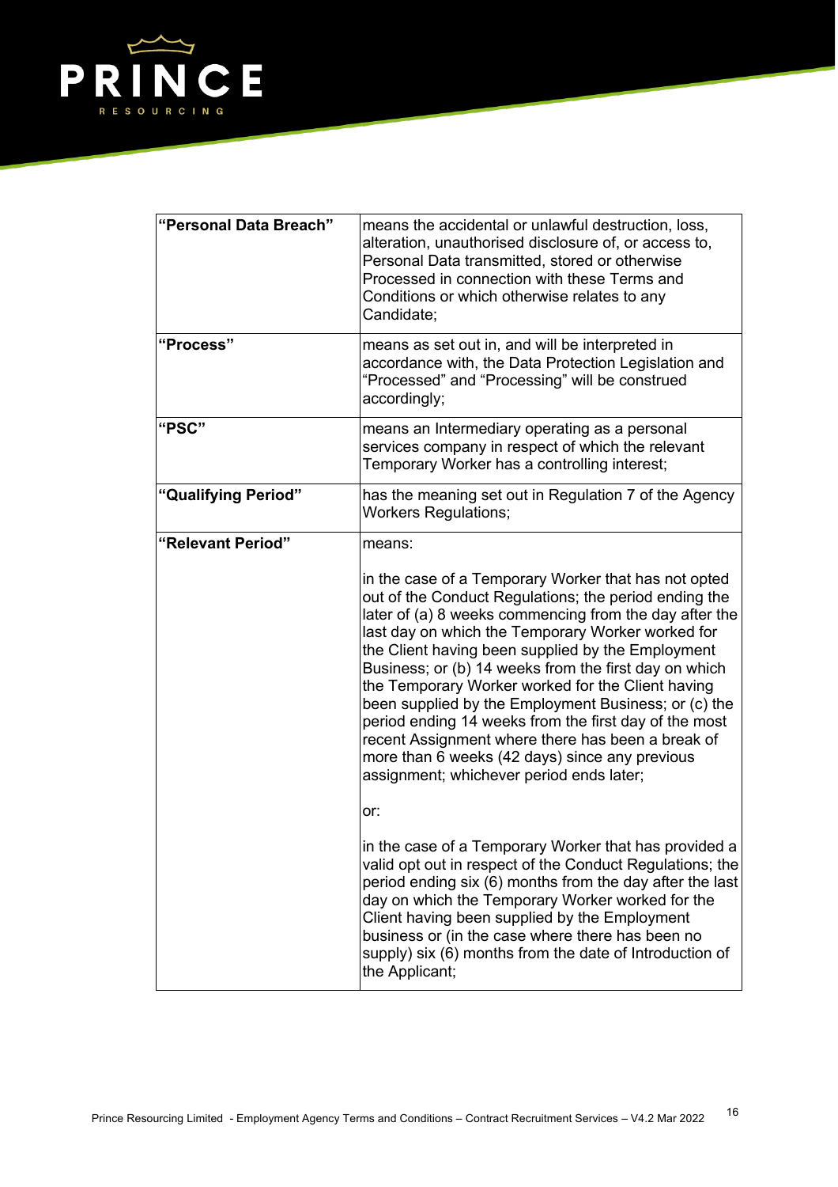| | |
|---|---|
| **"Personal Data Breach"** | means the accidental or unlawful destruction, loss, alteration, unauthorised disclosure of, or access to, Personal Data transmitted, stored or otherwise Processed in connection with these Terms and Conditions or which otherwise relates to any Candidate; |
| **"Process"** | means as set out in, and will be interpreted in accordance with, the Data Protection Legislation and "Processed" and "Processing" will be construed accordingly; |
| **"PSC"** | means an Intermediary operating as a personal services company in respect of which the relevant Temporary Worker has a controlling interest; |
| **"Qualifying Period"** | has the meaning set out in Regulation 7 of the Agency Workers Regulations; |
| **"Relevant Period"** | means:<br><br>in the case of a Temporary Worker that has not opted out of the Conduct Regulations; the period ending the later of (a) 8 weeks commencing from the day after the last day on which the Temporary Worker worked for the Client having been supplied by the Employment Business; or (b) 14 weeks from the first day on which the Temporary Worker worked for the Client having been supplied by the Employment Business; or (c) the period ending 14 weeks from the first day of the most recent Assignment where there has been a break of more than 6 weeks (42 days) since any previous assignment; whichever period ends later;<br><br>or:<br><br>in the case of a Temporary Worker that has provided a valid opt out in respect of the Conduct Regulations; the period ending six (6) months from the day after the last day on which the Temporary Worker worked for the Client having been supplied by the Employment business or (in the case where there has been no supply) six (6) months from the date of Introduction of the Applicant; |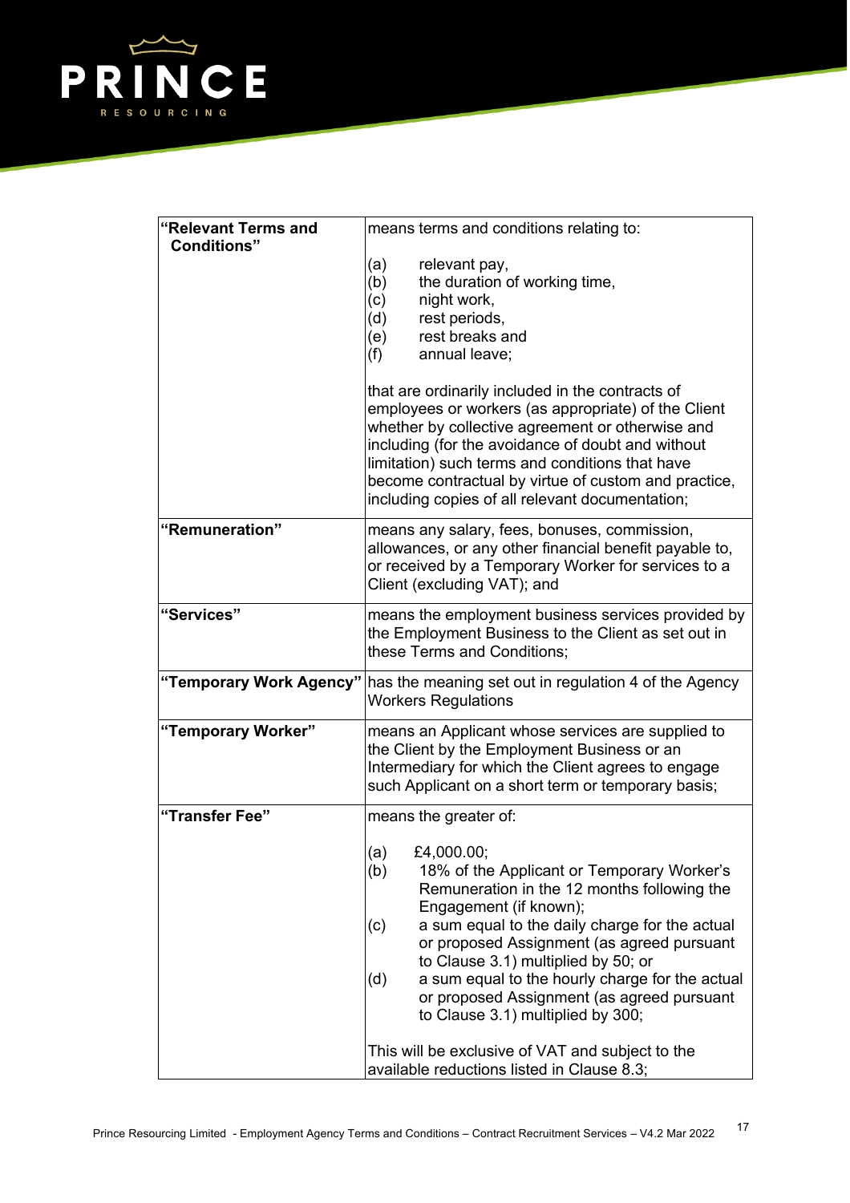| | |
|---|---|
| **"Relevant Terms and Conditions"** | means terms and conditions relating to:<br><br>(a) relevant pay,<br>(b) the duration of working time,<br>(c) night work,<br>(d) rest periods,<br>(e) rest breaks and<br>(f) annual leave;<br><br>that are ordinarily included in the contracts of employees or workers (as appropriate) of the Client whether by collective agreement or otherwise and including (for the avoidance of doubt and without limitation) such terms and conditions that have become contractual by virtue of custom and practice, including copies of all relevant documentation; |
| **"Remuneration"** | means any salary, fees, bonuses, commission, allowances, or any other financial benefit payable to, or received by a Temporary Worker for services to a Client (excluding VAT); and |
| **"Services"** | means the employment business services provided by the Employment Business to the Client as set out in these Terms and Conditions; |
| **"Temporary Work Agency"** | has the meaning set out in regulation 4 of the Agency Workers Regulations |
| **"Temporary Worker"** | means an Applicant whose services are supplied to the Client by the Employment Business or an Intermediary for which the Client agrees to engage such Applicant on a short term or temporary basis; |
| **"Transfer Fee"** | means the greater of:<br><br>(a) £4,000.00;<br>(b) 18% of the Applicant or Temporary Worker's Remuneration in the 12 months following the Engagement (if known);<br>(c) a sum equal to the daily charge for the actual or proposed Assignment (as agreed pursuant to Clause 3.1) multiplied by 50; or<br>(d) a sum equal to the hourly charge for the actual or proposed Assignment (as agreed pursuant to Clause 3.1) multiplied by 300;<br><br>This will be exclusive of VAT and subject to the available reductions listed in Clause 8.3; |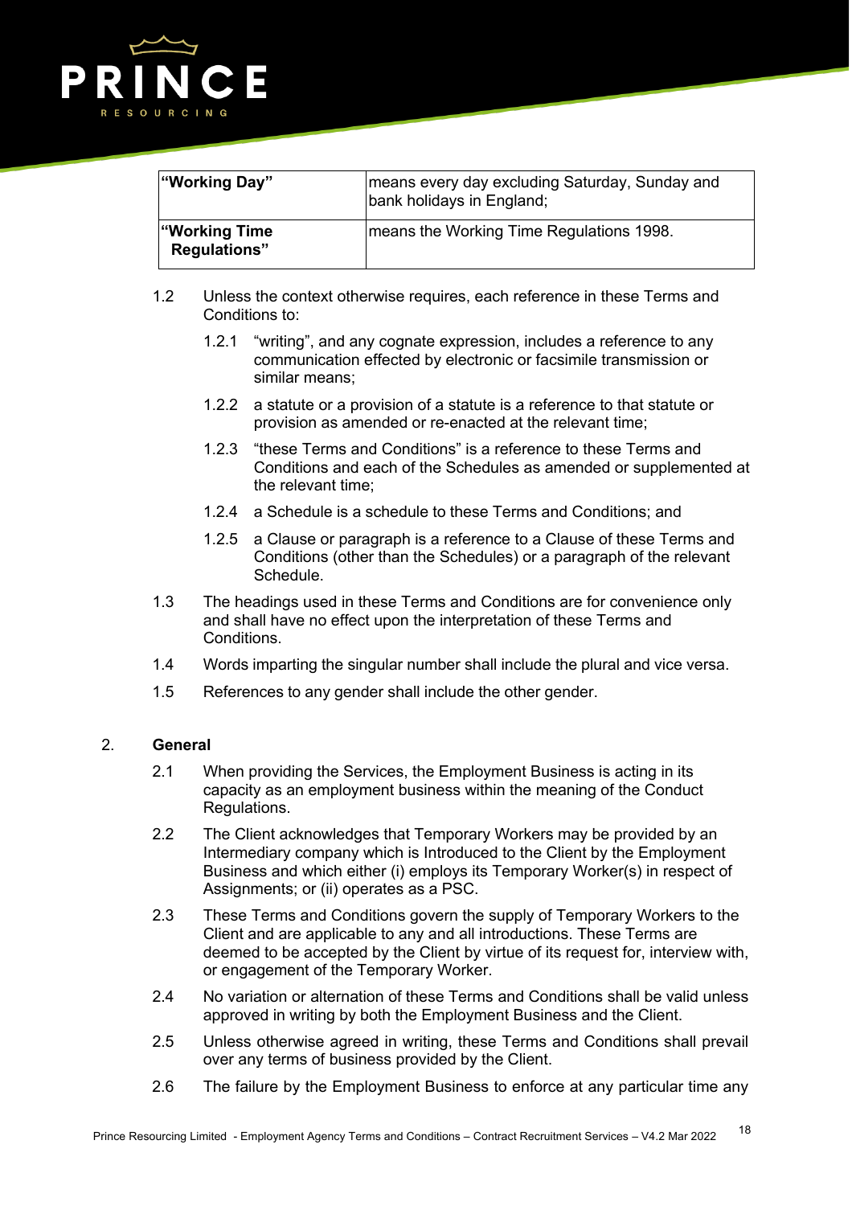| "Working Day" | means every day excluding Saturday, Sunday and bank holidays in England; |
|---|---|
| "Working Time Regulations" | means the Working Time Regulations 1998. |

1.2 Unless the context otherwise requires, each reference in these Terms and Conditions to:

1.2.1 "writing", and any cognate expression, includes a reference to any communication effected by electronic or facsimile transmission or similar means;

1.2.2 a statute or a provision of a statute is a reference to that statute or provision as amended or re-enacted at the relevant time;

1.2.3 "these Terms and Conditions" is a reference to these Terms and Conditions and each of the Schedules as amended or supplemented at the relevant time;

1.2.4 a Schedule is a schedule to these Terms and Conditions; and

1.2.5 a Clause or paragraph is a reference to a Clause of these Terms and Conditions (other than the Schedules) or a paragraph of the relevant Schedule.

1.3 The headings used in these Terms and Conditions are for convenience only and shall have no effect upon the interpretation of these Terms and Conditions.

1.4 Words imparting the singular number shall include the plural and vice versa.

1.5 References to any gender shall include the other gender.

## 2. General

2.1 When providing the Services, the Employment Business is acting in its capacity as an employment business within the meaning of the Conduct Regulations.

2.2 The Client acknowledges that Temporary Workers may be provided by an Intermediary company which is Introduced to the Client by the Employment Business and which either (i) employs its Temporary Worker(s) in respect of Assignments; or (ii) operates as a PSC.

2.3 These Terms and Conditions govern the supply of Temporary Workers to the Client and are applicable to any and all introductions. These Terms are deemed to be accepted by the Client by virtue of its request for, interview with, or engagement of the Temporary Worker.

2.4 No variation or alternation of these Terms and Conditions shall be valid unless approved in writing by both the Employment Business and the Client.

2.5 Unless otherwise agreed in writing, these Terms and Conditions shall prevail over any terms of business provided by the Client.

2.6 The failure by the Employment Business to enforce at any particular time any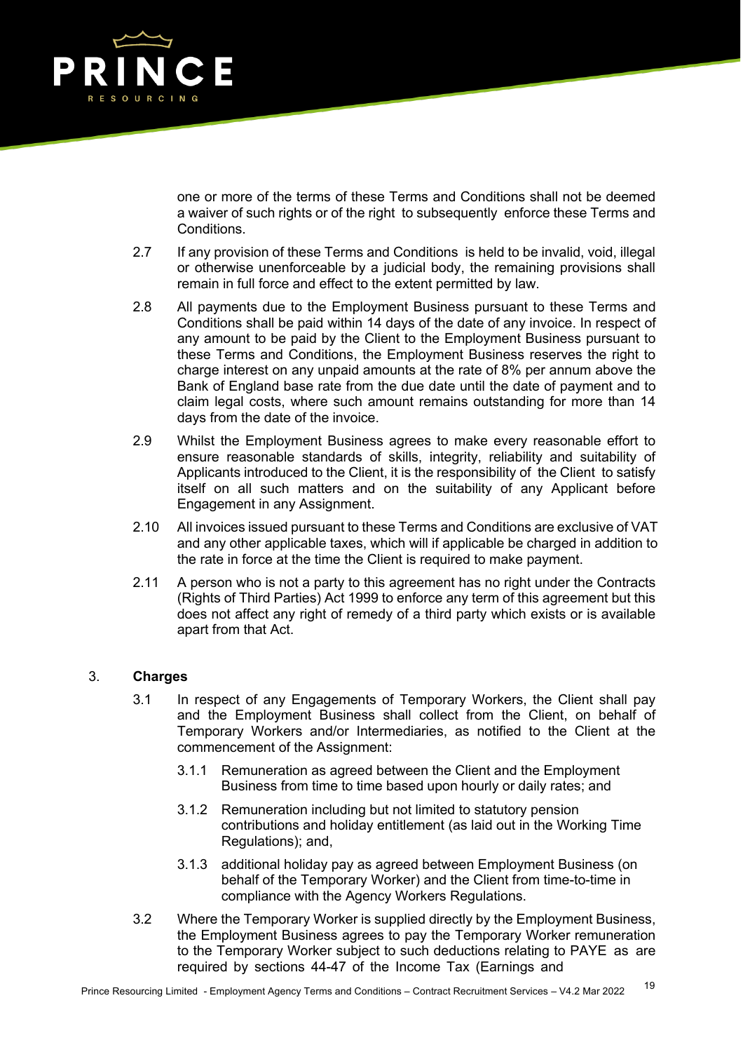one or more of the terms of these Terms and Conditions shall not be deemed a waiver of such rights or of the right to subsequently enforce these Terms and Conditions.

2.7 If any provision of these Terms and Conditions is held to be invalid, void, illegal or otherwise unenforceable by a judicial body, the remaining provisions shall remain in full force and effect to the extent permitted by law.

2.8 All payments due to the Employment Business pursuant to these Terms and Conditions shall be paid within 14 days of the date of any invoice. In respect of any amount to be paid by the Client to the Employment Business pursuant to these Terms and Conditions, the Employment Business reserves the right to charge interest on any unpaid amounts at the rate of 8% per annum above the Bank of England base rate from the due date until the date of payment and to claim legal costs, where such amount remains outstanding for more than 14 days from the date of the invoice.

2.9 Whilst the Employment Business agrees to make every reasonable effort to ensure reasonable standards of skills, integrity, reliability and suitability of Applicants introduced to the Client, it is the responsibility of the Client to satisfy itself on all such matters and on the suitability of any Applicant before Engagement in any Assignment.

2.10 All invoices issued pursuant to these Terms and Conditions are exclusive of VAT and any other applicable taxes, which will if applicable be charged in addition to the rate in force at the time the Client is required to make payment.

2.11 A person who is not a party to this agreement has no right under the Contracts (Rights of Third Parties) Act 1999 to enforce any term of this agreement but this does not affect any right of remedy of a third party which exists or is available apart from that Act.

## 3. Charges

3.1 In respect of any Engagements of Temporary Workers, the Client shall pay and the Employment Business shall collect from the Client, on behalf of Temporary Workers and/or Intermediaries, as notified to the Client at the commencement of the Assignment:

3.1.1 Remuneration as agreed between the Client and the Employment Business from time to time based upon hourly or daily rates; and

3.1.2 Remuneration including but not limited to statutory pension contributions and holiday entitlement (as laid out in the Working Time Regulations); and,

3.1.3 additional holiday pay as agreed between Employment Business (on behalf of the Temporary Worker) and the Client from time-to-time in compliance with the Agency Workers Regulations.

3.2 Where the Temporary Worker is supplied directly by the Employment Business, the Employment Business agrees to pay the Temporary Worker remuneration to the Temporary Worker subject to such deductions relating to PAYE as are required by sections 44-47 of the Income Tax (Earnings and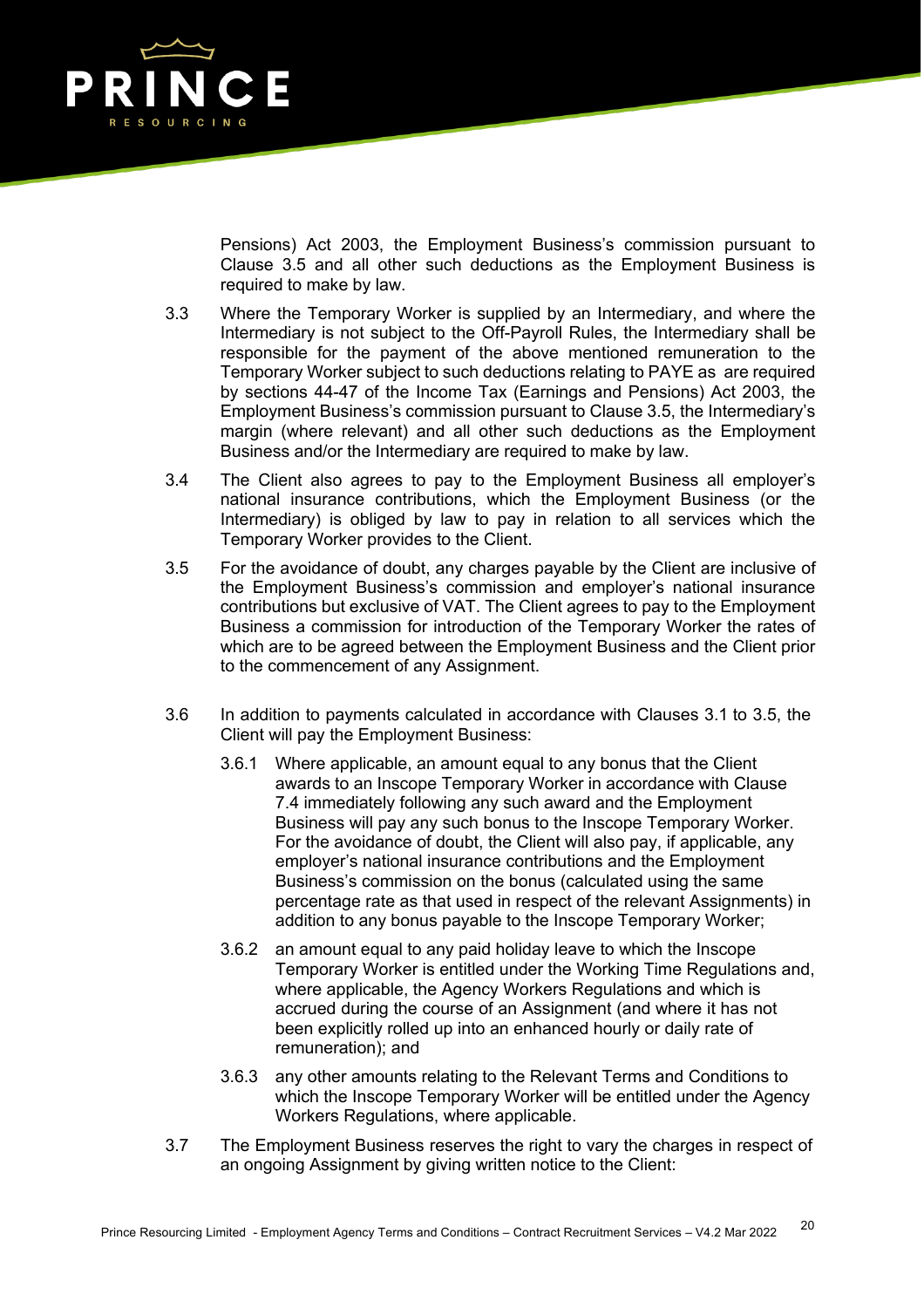Pensions) Act 2003, the Employment Business's commission pursuant to Clause 3.5 and all other such deductions as the Employment Business is required to make by law.

3.3 Where the Temporary Worker is supplied by an Intermediary, and where the Intermediary is not subject to the Off-Payroll Rules, the Intermediary shall be responsible for the payment of the above mentioned remuneration to the Temporary Worker subject to such deductions relating to PAYE as are required by sections 44-47 of the Income Tax (Earnings and Pensions) Act 2003, the Employment Business's commission pursuant to Clause 3.5, the Intermediary's margin (where relevant) and all other such deductions as the Employment Business and/or the Intermediary are required to make by law.

3.4 The Client also agrees to pay to the Employment Business all employer's national insurance contributions, which the Employment Business (or the Intermediary) is obliged by law to pay in relation to all services which the Temporary Worker provides to the Client.

3.5 For the avoidance of doubt, any charges payable by the Client are inclusive of the Employment Business's commission and employer's national insurance contributions but exclusive of VAT. The Client agrees to pay to the Employment Business a commission for introduction of the Temporary Worker the rates of which are to be agreed between the Employment Business and the Client prior to the commencement of any Assignment.

3.6 In addition to payments calculated in accordance with Clauses 3.1 to 3.5, the Client will pay the Employment Business:

3.6.1 Where applicable, an amount equal to any bonus that the Client awards to an Inscope Temporary Worker in accordance with Clause 7.4 immediately following any such award and the Employment Business will pay any such bonus to the Inscope Temporary Worker. For the avoidance of doubt, the Client will also pay, if applicable, any employer's national insurance contributions and the Employment Business's commission on the bonus (calculated using the same percentage rate as that used in respect of the relevant Assignments) in addition to any bonus payable to the Inscope Temporary Worker;

3.6.2 an amount equal to any paid holiday leave to which the Inscope Temporary Worker is entitled under the Working Time Regulations and, where applicable, the Agency Workers Regulations and which is accrued during the course of an Assignment (and where it has not been explicitly rolled up into an enhanced hourly or daily rate of remuneration); and

3.6.3 any other amounts relating to the Relevant Terms and Conditions to which the Inscope Temporary Worker will be entitled under the Agency Workers Regulations, where applicable.

3.7 The Employment Business reserves the right to vary the charges in respect of an ongoing Assignment by giving written notice to the Client: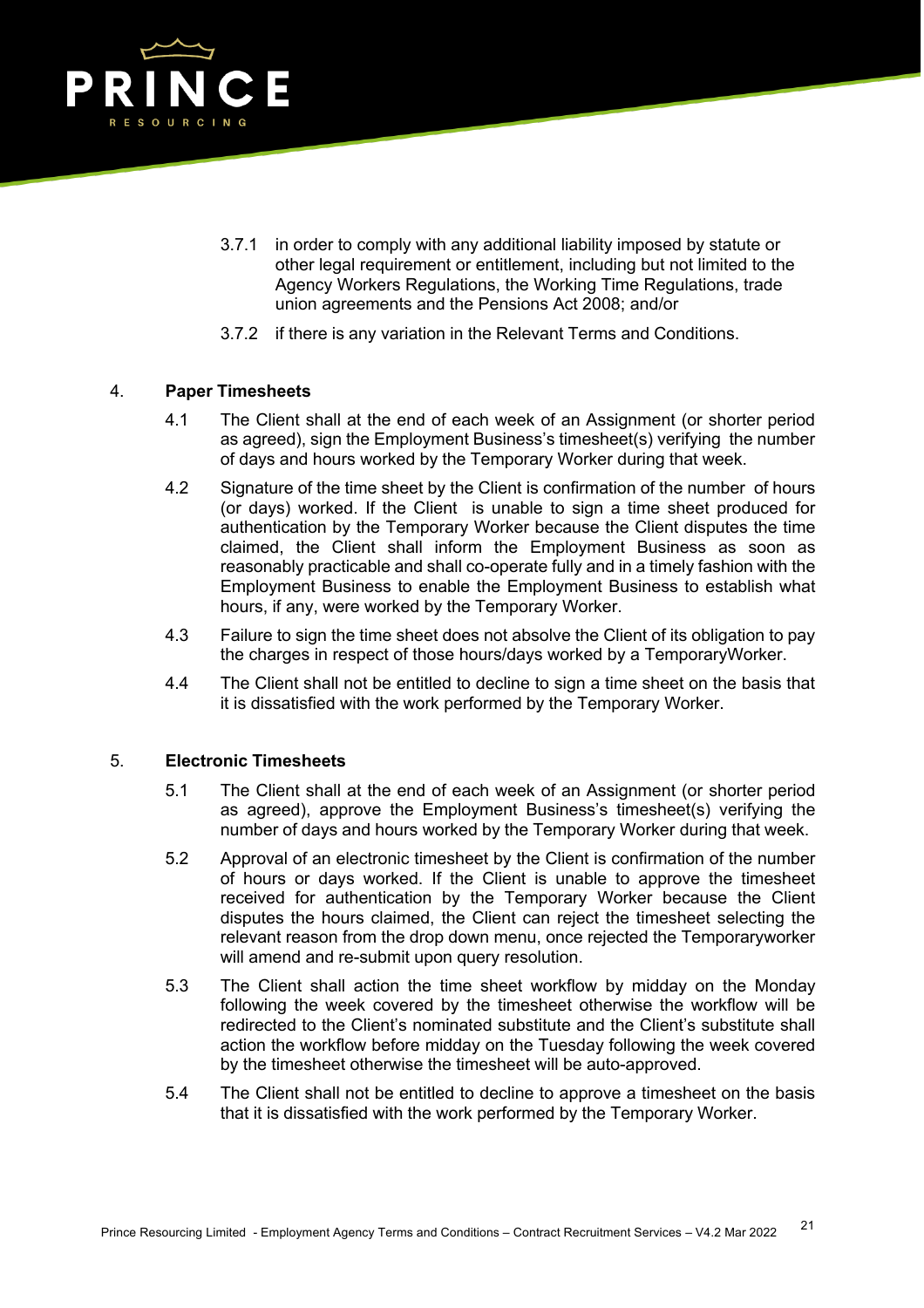3.7.1 in order to comply with any additional liability imposed by statute or other legal requirement or entitlement, including but not limited to the Agency Workers Regulations, the Working Time Regulations, trade union agreements and the Pensions Act 2008; and/or

3.7.2 if there is any variation in the Relevant Terms and Conditions.

## 4. Paper Timesheets

4.1 The Client shall at the end of each week of an Assignment (or shorter period as agreed), sign the Employment Business's timesheet(s) verifying the number of days and hours worked by the Temporary Worker during that week.

4.2 Signature of the time sheet by the Client is confirmation of the number of hours (or days) worked. If the Client is unable to sign a time sheet produced for authentication by the Temporary Worker because the Client disputes the time claimed, the Client shall inform the Employment Business as soon as reasonably practicable and shall co-operate fully and in a timely fashion with the Employment Business to enable the Employment Business to establish what hours, if any, were worked by the Temporary Worker.

4.3 Failure to sign the time sheet does not absolve the Client of its obligation to pay the charges in respect of those hours/days worked by a TemporaryWorker.

4.4 The Client shall not be entitled to decline to sign a time sheet on the basis that it is dissatisfied with the work performed by the Temporary Worker.

## 5. Electronic Timesheets

5.1 The Client shall at the end of each week of an Assignment (or shorter period as agreed), approve the Employment Business's timesheet(s) verifying the number of days and hours worked by the Temporary Worker during that week.

5.2 Approval of an electronic timesheet by the Client is confirmation of the number of hours or days worked. If the Client is unable to approve the timesheet received for authentication by the Temporary Worker because the Client disputes the hours claimed, the Client can reject the timesheet selecting the relevant reason from the drop down menu, once rejected the Temporaryworker will amend and re-submit upon query resolution.

5.3 The Client shall action the time sheet workflow by midday on the Monday following the week covered by the timesheet otherwise the workflow will be redirected to the Client's nominated substitute and the Client's substitute shall action the workflow before midday on the Tuesday following the week covered by the timesheet otherwise the timesheet will be auto-approved.

5.4 The Client shall not be entitled to decline to approve a timesheet on the basis that it is dissatisfied with the work performed by the Temporary Worker.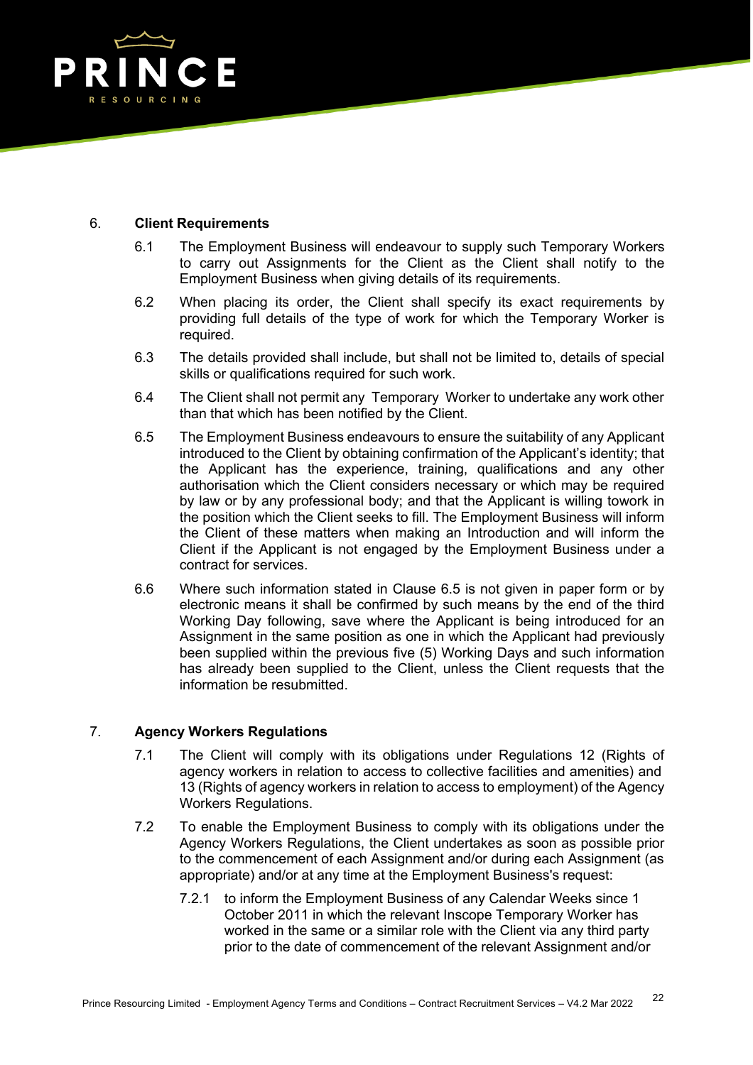## 6. **Client Requirements**

6.1 The Employment Business will endeavour to supply such Temporary Workers to carry out Assignments for the Client as the Client shall notify to the Employment Business when giving details of its requirements.

6.2 When placing its order, the Client shall specify its exact requirements by providing full details of the type of work for which the Temporary Worker is required.

6.3 The details provided shall include, but shall not be limited to, details of special skills or qualifications required for such work.

6.4 The Client shall not permit any Temporary Worker to undertake any work other than that which has been notified by the Client.

6.5 The Employment Business endeavours to ensure the suitability of any Applicant introduced to the Client by obtaining confirmation of the Applicant's identity; that the Applicant has the experience, training, qualifications and any other authorisation which the Client considers necessary or which may be required by law or by any professional body; and that the Applicant is willing towork in the position which the Client seeks to fill. The Employment Business will inform the Client of these matters when making an Introduction and will inform the Client if the Applicant is not engaged by the Employment Business under a contract for services.

6.6 Where such information stated in Clause 6.5 is not given in paper form or by electronic means it shall be confirmed by such means by the end of the third Working Day following, save where the Applicant is being introduced for an Assignment in the same position as one in which the Applicant had previously been supplied within the previous five (5) Working Days and such information has already been supplied to the Client, unless the Client requests that the information be resubmitted.

## 7. **Agency Workers Regulations**

7.1 The Client will comply with its obligations under Regulations 12 (Rights of agency workers in relation to access to collective facilities and amenities) and 13 (Rights of agency workers in relation to access to employment) of the Agency Workers Regulations.

7.2 To enable the Employment Business to comply with its obligations under the Agency Workers Regulations, the Client undertakes as soon as possible prior to the commencement of each Assignment and/or during each Assignment (as appropriate) and/or at any time at the Employment Business's request:

7.2.1 to inform the Employment Business of any Calendar Weeks since 1 October 2011 in which the relevant Inscope Temporary Worker has worked in the same or a similar role with the Client via any third party prior to the date of commencement of the relevant Assignment and/or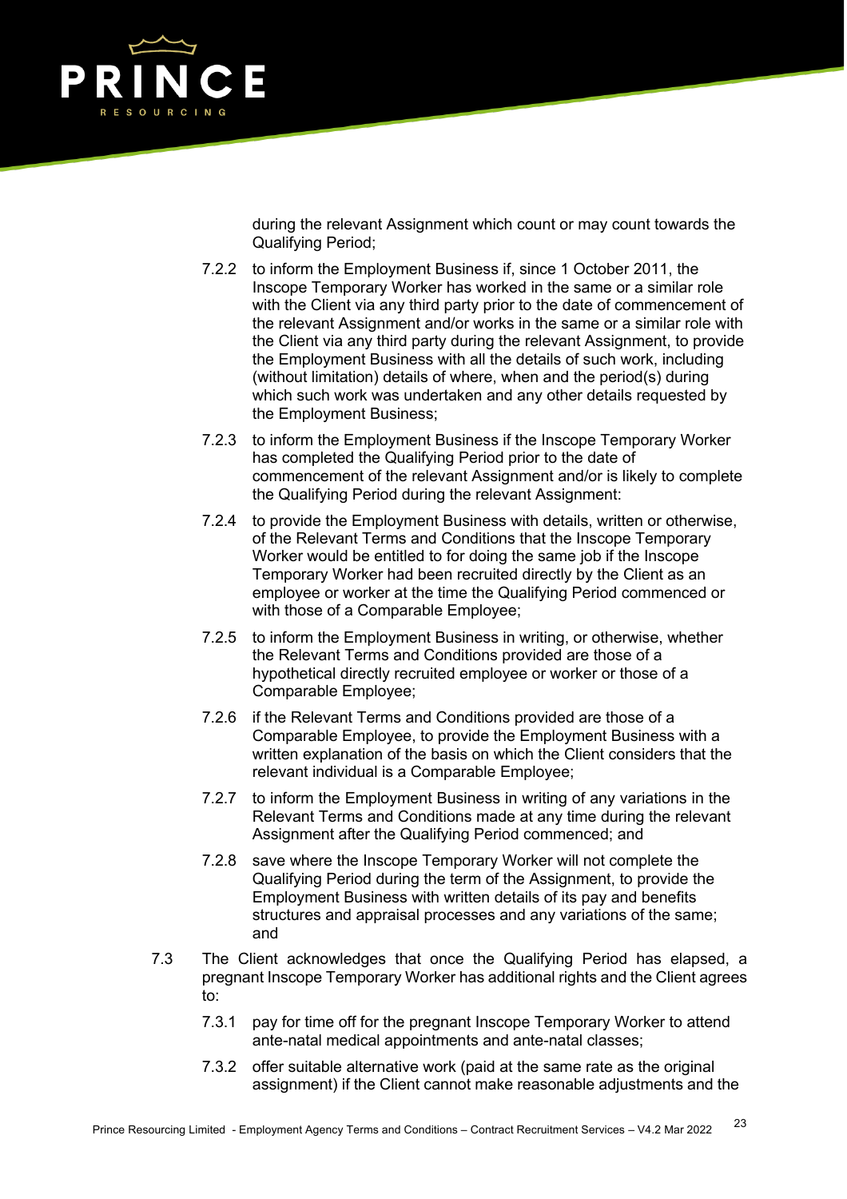during the relevant Assignment which count or may count towards the Qualifying Period;

7.2.2 to inform the Employment Business if, since 1 October 2011, the Inscope Temporary Worker has worked in the same or a similar role with the Client via any third party prior to the date of commencement of the relevant Assignment and/or works in the same or a similar role with the Client via any third party during the relevant Assignment, to provide the Employment Business with all the details of such work, including (without limitation) details of where, when and the period(s) during which such work was undertaken and any other details requested by the Employment Business;

7.2.3 to inform the Employment Business if the Inscope Temporary Worker has completed the Qualifying Period prior to the date of commencement of the relevant Assignment and/or is likely to complete the Qualifying Period during the relevant Assignment:

7.2.4 to provide the Employment Business with details, written or otherwise, of the Relevant Terms and Conditions that the Inscope Temporary Worker would be entitled to for doing the same job if the Inscope Temporary Worker had been recruited directly by the Client as an employee or worker at the time the Qualifying Period commenced or with those of a Comparable Employee;

7.2.5 to inform the Employment Business in writing, or otherwise, whether the Relevant Terms and Conditions provided are those of a hypothetical directly recruited employee or worker or those of a Comparable Employee;

7.2.6 if the Relevant Terms and Conditions provided are those of a Comparable Employee, to provide the Employment Business with a written explanation of the basis on which the Client considers that the relevant individual is a Comparable Employee;

7.2.7 to inform the Employment Business in writing of any variations in the Relevant Terms and Conditions made at any time during the relevant Assignment after the Qualifying Period commenced; and

7.2.8 save where the Inscope Temporary Worker will not complete the Qualifying Period during the term of the Assignment, to provide the Employment Business with written details of its pay and benefits structures and appraisal processes and any variations of the same; and

7.3 The Client acknowledges that once the Qualifying Period has elapsed, a pregnant Inscope Temporary Worker has additional rights and the Client agrees to:

7.3.1 pay for time off for the pregnant Inscope Temporary Worker to attend ante-natal medical appointments and ante-natal classes;

7.3.2 offer suitable alternative work (paid at the same rate as the original assignment) if the Client cannot make reasonable adjustments and the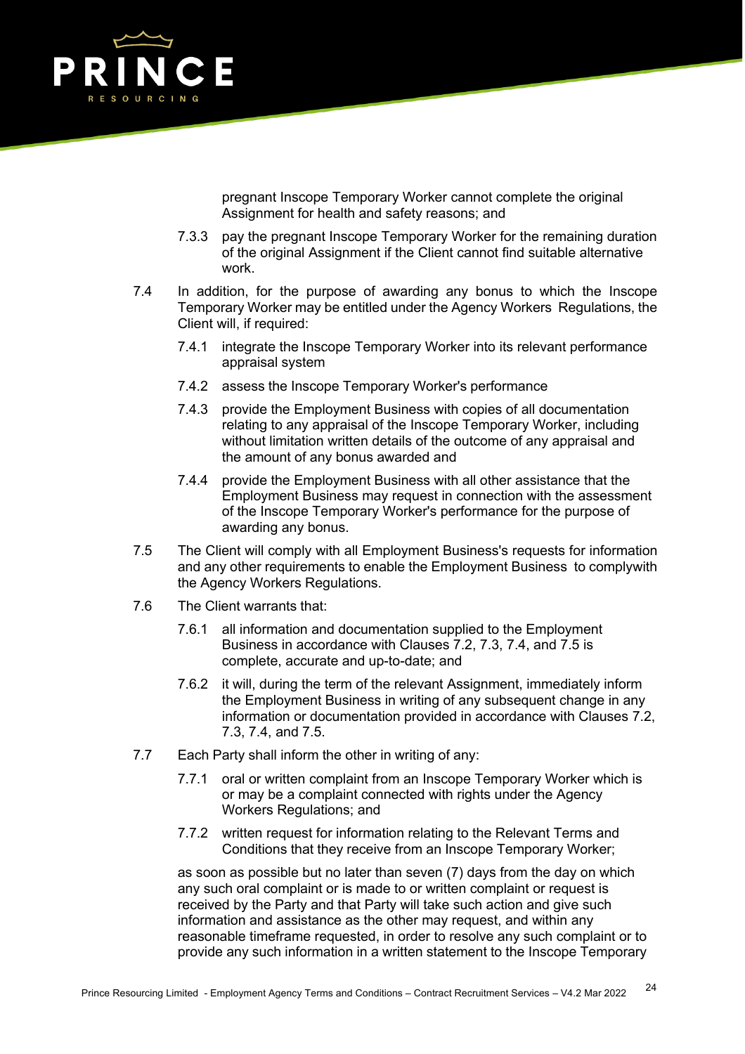pregnant Inscope Temporary Worker cannot complete the original Assignment for health and safety reasons; and

7.3.3 pay the pregnant Inscope Temporary Worker for the remaining duration of the original Assignment if the Client cannot find suitable alternative work.

7.4 In addition, for the purpose of awarding any bonus to which the Inscope Temporary Worker may be entitled under the Agency Workers Regulations, the Client will, if required:

7.4.1 integrate the Inscope Temporary Worker into its relevant performance appraisal system

7.4.2 assess the Inscope Temporary Worker's performance

7.4.3 provide the Employment Business with copies of all documentation relating to any appraisal of the Inscope Temporary Worker, including without limitation written details of the outcome of any appraisal and the amount of any bonus awarded and

7.4.4 provide the Employment Business with all other assistance that the Employment Business may request in connection with the assessment of the Inscope Temporary Worker's performance for the purpose of awarding any bonus.

7.5 The Client will comply with all Employment Business's requests for information and any other requirements to enable the Employment Business to complywith the Agency Workers Regulations.

7.6 The Client warrants that:

7.6.1 all information and documentation supplied to the Employment Business in accordance with Clauses 7.2, 7.3, 7.4, and 7.5 is complete, accurate and up-to-date; and

7.6.2 it will, during the term of the relevant Assignment, immediately inform the Employment Business in writing of any subsequent change in any information or documentation provided in accordance with Clauses 7.2, 7.3, 7.4, and 7.5.

7.7 Each Party shall inform the other in writing of any:

7.7.1 oral or written complaint from an Inscope Temporary Worker which is or may be a complaint connected with rights under the Agency Workers Regulations; and

7.7.2 written request for information relating to the Relevant Terms and Conditions that they receive from an Inscope Temporary Worker;

as soon as possible but no later than seven (7) days from the day on which any such oral complaint or is made to or written complaint or request is received by the Party and that Party will take such action and give such information and assistance as the other may request, and within any reasonable timeframe requested, in order to resolve any such complaint or to provide any such information in a written statement to the Inscope Temporary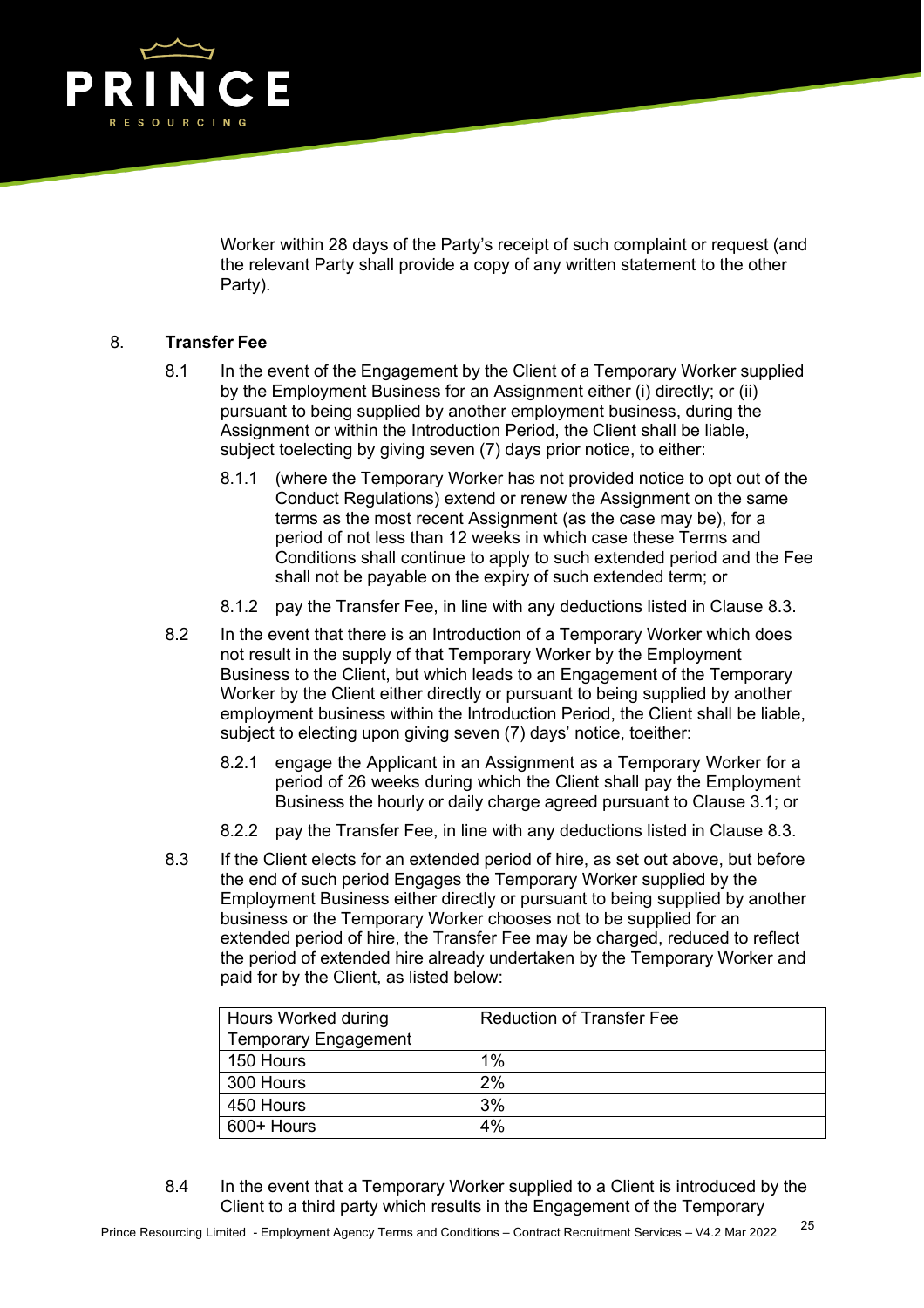Worker within 28 days of the Party's receipt of such complaint or request (and the relevant Party shall provide a copy of any written statement to the other Party).

8. **Transfer Fee**

8.1 In the event of the Engagement by the Client of a Temporary Worker supplied by the Employment Business for an Assignment either (i) directly; or (ii) pursuant to being supplied by another employment business, during the Assignment or within the Introduction Period, the Client shall be liable, subject toelecting by giving seven (7) days prior notice, to either:

8.1.1 (where the Temporary Worker has not provided notice to opt out of the Conduct Regulations) extend or renew the Assignment on the same terms as the most recent Assignment (as the case may be), for a period of not less than 12 weeks in which case these Terms and Conditions shall continue to apply to such extended period and the Fee shall not be payable on the expiry of such extended term; or

8.1.2 pay the Transfer Fee, in line with any deductions listed in Clause 8.3.

8.2 In the event that there is an Introduction of a Temporary Worker which does not result in the supply of that Temporary Worker by the Employment Business to the Client, but which leads to an Engagement of the Temporary Worker by the Client either directly or pursuant to being supplied by another employment business within the Introduction Period, the Client shall be liable, subject to electing upon giving seven (7) days' notice, toeither:

8.2.1 engage the Applicant in an Assignment as a Temporary Worker for a period of 26 weeks during which the Client shall pay the Employment Business the hourly or daily charge agreed pursuant to Clause 3.1; or

8.2.2 pay the Transfer Fee, in line with any deductions listed in Clause 8.3.

8.3 If the Client elects for an extended period of hire, as set out above, but before the end of such period Engages the Temporary Worker supplied by the Employment Business either directly or pursuant to being supplied by another business or the Temporary Worker chooses not to be supplied for an extended period of hire, the Transfer Fee may be charged, reduced to reflect the period of extended hire already undertaken by the Temporary Worker and paid for by the Client, as listed below:

| Hours Worked during Temporary Engagement | Reduction of Transfer Fee |
|---|---|
| 150 Hours | 1% |
| 300 Hours | 2% |
| 450 Hours | 3% |
| 600+ Hours | 4% |

8.4 In the event that a Temporary Worker supplied to a Client is introduced by the Client to a third party which results in the Engagement of the Temporary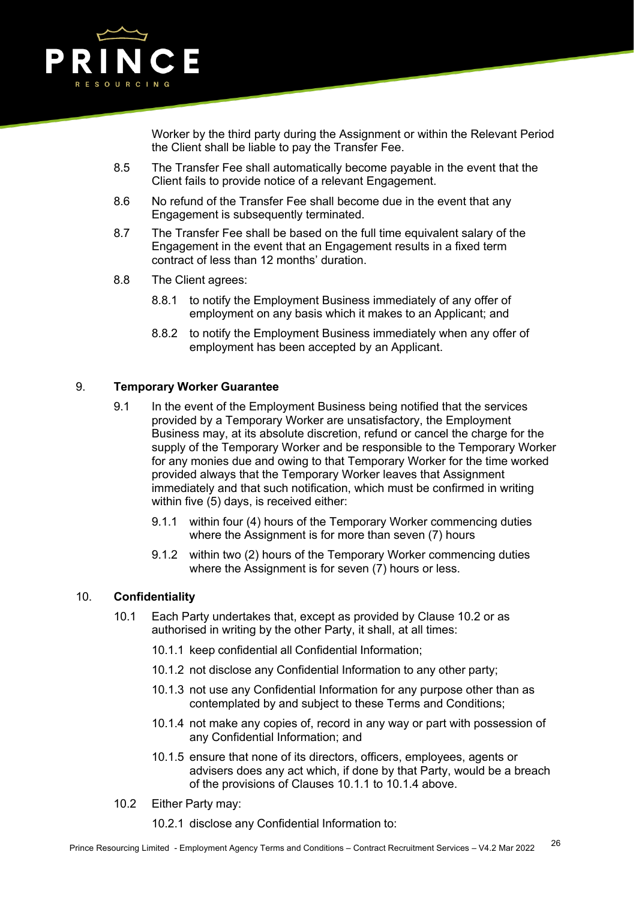Worker by the third party during the Assignment or within the Relevant Period the Client shall be liable to pay the Transfer Fee.

8.5 The Transfer Fee shall automatically become payable in the event that the Client fails to provide notice of a relevant Engagement.

8.6 No refund of the Transfer Fee shall become due in the event that any Engagement is subsequently terminated.

8.7 The Transfer Fee shall be based on the full time equivalent salary of the Engagement in the event that an Engagement results in a fixed term contract of less than 12 months' duration.

8.8 The Client agrees:

8.8.1 to notify the Employment Business immediately of any offer of employment on any basis which it makes to an Applicant; and

8.8.2 to notify the Employment Business immediately when any offer of employment has been accepted by an Applicant.

## 9. Temporary Worker Guarantee

9.1 In the event of the Employment Business being notified that the services provided by a Temporary Worker are unsatisfactory, the Employment Business may, at its absolute discretion, refund or cancel the charge for the supply of the Temporary Worker and be responsible to the Temporary Worker for any monies due and owing to that Temporary Worker for the time worked provided always that the Temporary Worker leaves that Assignment immediately and that such notification, which must be confirmed in writing within five (5) days, is received either:

9.1.1 within four (4) hours of the Temporary Worker commencing duties where the Assignment is for more than seven (7) hours

9.1.2 within two (2) hours of the Temporary Worker commencing duties where the Assignment is for seven (7) hours or less.

## 10. Confidentiality

10.1 Each Party undertakes that, except as provided by Clause 10.2 or as authorised in writing by the other Party, it shall, at all times:

10.1.1 keep confidential all Confidential Information;

10.1.2 not disclose any Confidential Information to any other party;

10.1.3 not use any Confidential Information for any purpose other than as contemplated by and subject to these Terms and Conditions;

10.1.4 not make any copies of, record in any way or part with possession of any Confidential Information; and

10.1.5 ensure that none of its directors, officers, employees, agents or advisers does any act which, if done by that Party, would be a breach of the provisions of Clauses 10.1.1 to 10.1.4 above.

10.2 Either Party may:

10.2.1 disclose any Confidential Information to: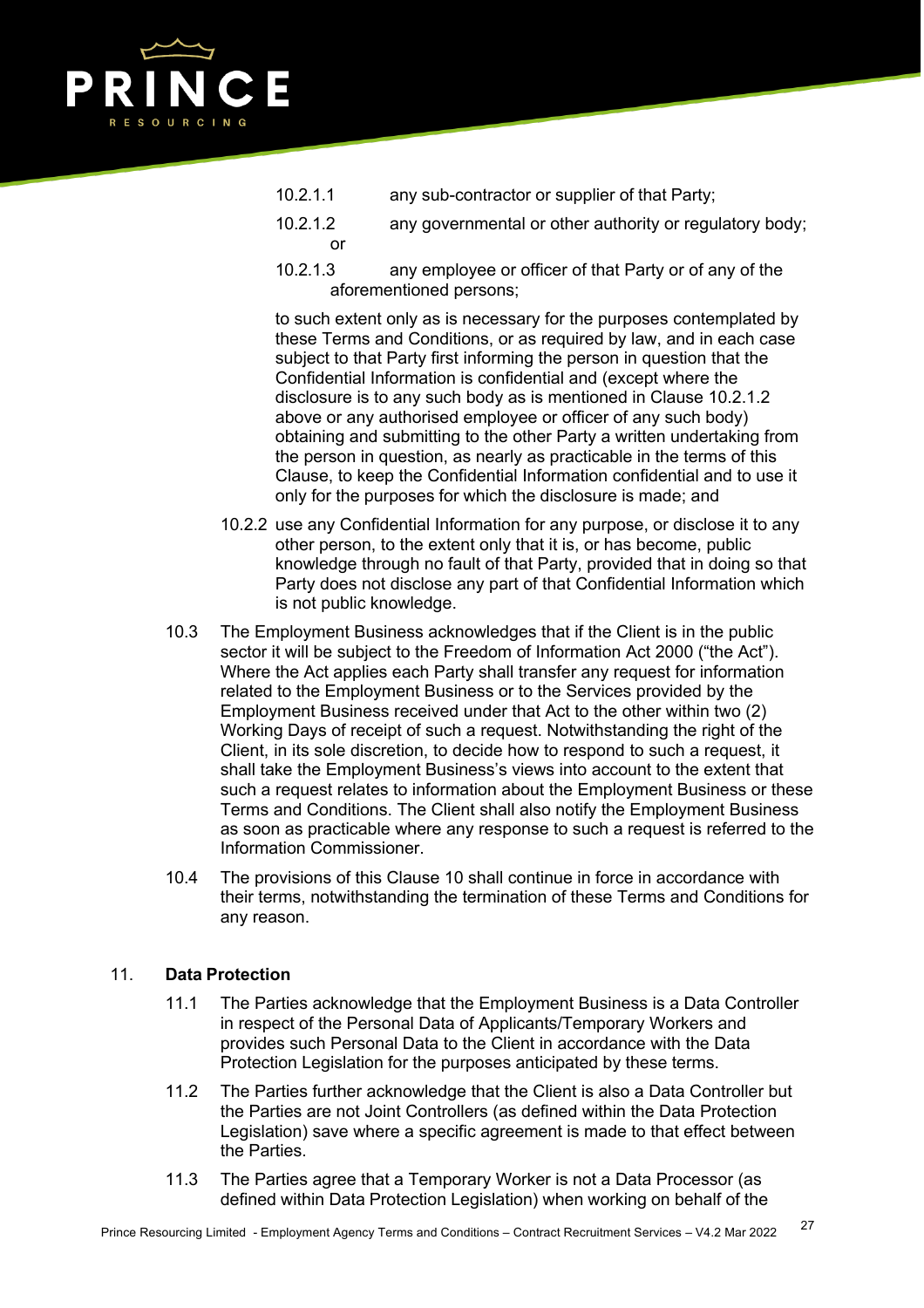10.2.1.1 any sub-contractor or supplier of that Party;

10.2.1.2 any governmental or other authority or regulatory body; or

10.2.1.3 any employee or officer of that Party or of any of the aforementioned persons;

to such extent only as is necessary for the purposes contemplated by these Terms and Conditions, or as required by law, and in each case subject to that Party first informing the person in question that the Confidential Information is confidential and (except where the disclosure is to any such body as is mentioned in Clause 10.2.1.2 above or any authorised employee or officer of any such body) obtaining and submitting to the other Party a written undertaking from the person in question, as nearly as practicable in the terms of this Clause, to keep the Confidential Information confidential and to use it only for the purposes for which the disclosure is made; and

10.2.2 use any Confidential Information for any purpose, or disclose it to any other person, to the extent only that it is, or has become, public knowledge through no fault of that Party, provided that in doing so that Party does not disclose any part of that Confidential Information which is not public knowledge.

10.3 The Employment Business acknowledges that if the Client is in the public sector it will be subject to the Freedom of Information Act 2000 ("the Act"). Where the Act applies each Party shall transfer any request for information related to the Employment Business or to the Services provided by the Employment Business received under that Act to the other within two (2) Working Days of receipt of such a request. Notwithstanding the right of the Client, in its sole discretion, to decide how to respond to such a request, it shall take the Employment Business's views into account to the extent that such a request relates to information about the Employment Business or these Terms and Conditions. The Client shall also notify the Employment Business as soon as practicable where any response to such a request is referred to the Information Commissioner.

10.4 The provisions of this Clause 10 shall continue in force in accordance with their terms, notwithstanding the termination of these Terms and Conditions for any reason.

## 11. Data Protection

11.1 The Parties acknowledge that the Employment Business is a Data Controller in respect of the Personal Data of Applicants/Temporary Workers and provides such Personal Data to the Client in accordance with the Data Protection Legislation for the purposes anticipated by these terms.

11.2 The Parties further acknowledge that the Client is also a Data Controller but the Parties are not Joint Controllers (as defined within the Data Protection Legislation) save where a specific agreement is made to that effect between the Parties.

11.3 The Parties agree that a Temporary Worker is not a Data Processor (as defined within Data Protection Legislation) when working on behalf of the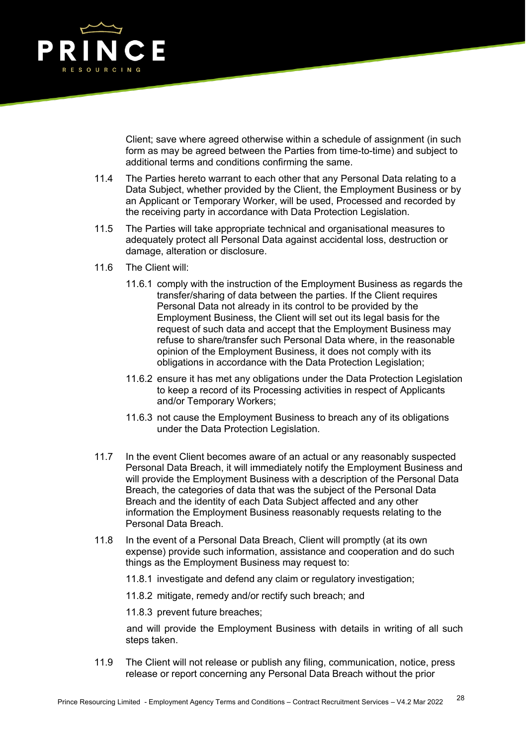Client; save where agreed otherwise within a schedule of assignment (in such form as may be agreed between the Parties from time-to-time) and subject to additional terms and conditions confirming the same.

11.4 The Parties hereto warrant to each other that any Personal Data relating to a Data Subject, whether provided by the Client, the Employment Business or by an Applicant or Temporary Worker, will be used, Processed and recorded by the receiving party in accordance with Data Protection Legislation.

11.5 The Parties will take appropriate technical and organisational measures to adequately protect all Personal Data against accidental loss, destruction or damage, alteration or disclosure.

11.6 The Client will:

11.6.1 comply with the instruction of the Employment Business as regards the transfer/sharing of data between the parties. If the Client requires Personal Data not already in its control to be provided by the Employment Business, the Client will set out its legal basis for the request of such data and accept that the Employment Business may refuse to share/transfer such Personal Data where, in the reasonable opinion of the Employment Business, it does not comply with its obligations in accordance with the Data Protection Legislation;

11.6.2 ensure it has met any obligations under the Data Protection Legislation to keep a record of its Processing activities in respect of Applicants and/or Temporary Workers;

11.6.3 not cause the Employment Business to breach any of its obligations under the Data Protection Legislation.

11.7 In the event Client becomes aware of an actual or any reasonably suspected Personal Data Breach, it will immediately notify the Employment Business and will provide the Employment Business with a description of the Personal Data Breach, the categories of data that was the subject of the Personal Data Breach and the identity of each Data Subject affected and any other information the Employment Business reasonably requests relating to the Personal Data Breach.

11.8 In the event of a Personal Data Breach, Client will promptly (at its own expense) provide such information, assistance and cooperation and do such things as the Employment Business may request to:

11.8.1 investigate and defend any claim or regulatory investigation;

11.8.2 mitigate, remedy and/or rectify such breach; and

11.8.3 prevent future breaches;

and will provide the Employment Business with details in writing of all such steps taken.

11.9 The Client will not release or publish any filing, communication, notice, press release or report concerning any Personal Data Breach without the prior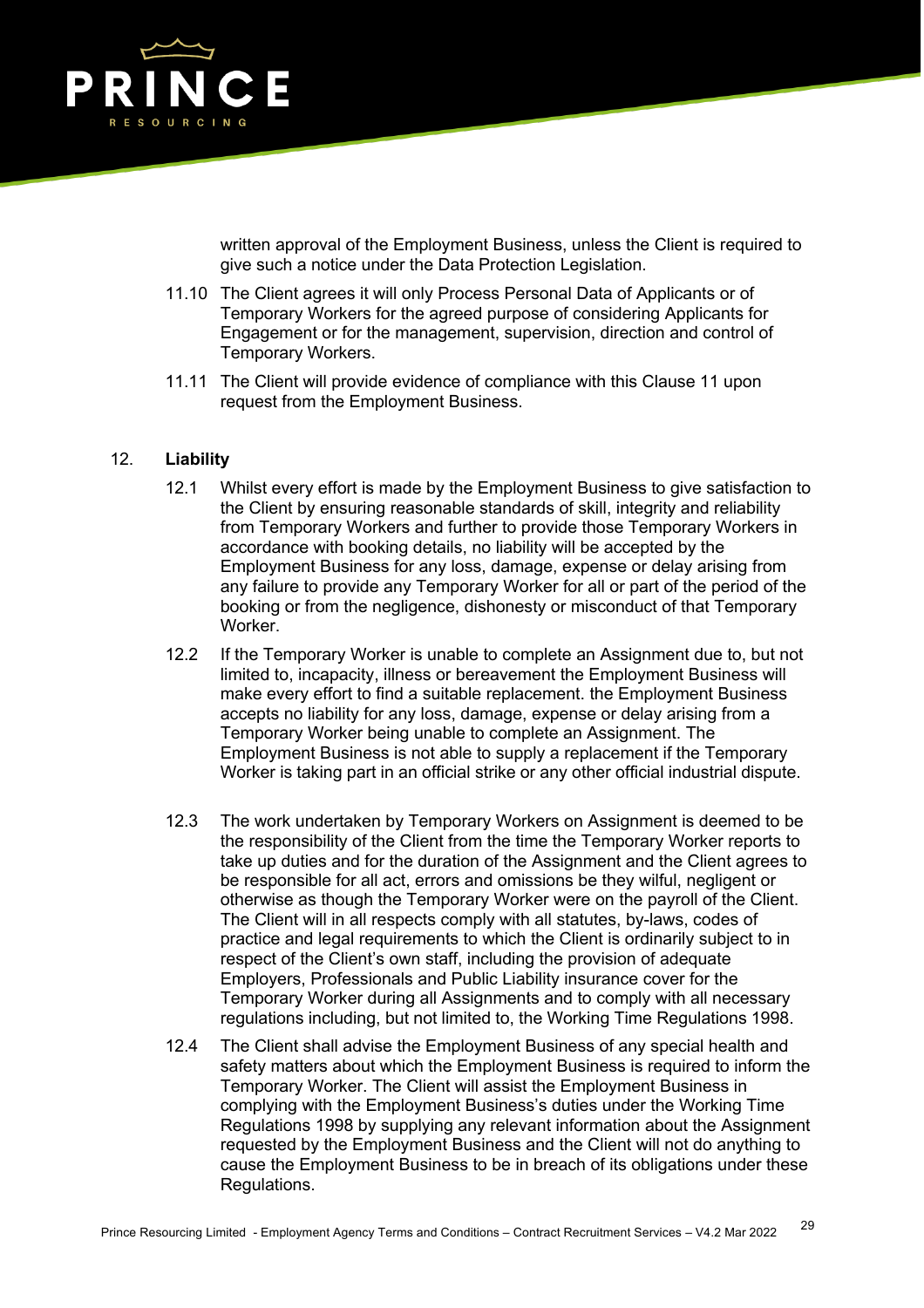written approval of the Employment Business, unless the Client is required to give such a notice under the Data Protection Legislation.

11.10 The Client agrees it will only Process Personal Data of Applicants or of Temporary Workers for the agreed purpose of considering Applicants for Engagement or for the management, supervision, direction and control of Temporary Workers.

11.11 The Client will provide evidence of compliance with this Clause 11 upon request from the Employment Business.

12. **Liability**

12.1 Whilst every effort is made by the Employment Business to give satisfaction to the Client by ensuring reasonable standards of skill, integrity and reliability from Temporary Workers and further to provide those Temporary Workers in accordance with booking details, no liability will be accepted by the Employment Business for any loss, damage, expense or delay arising from any failure to provide any Temporary Worker for all or part of the period of the booking or from the negligence, dishonesty or misconduct of that Temporary Worker.

12.2 If the Temporary Worker is unable to complete an Assignment due to, but not limited to, incapacity, illness or bereavement the Employment Business will make every effort to find a suitable replacement. the Employment Business accepts no liability for any loss, damage, expense or delay arising from a Temporary Worker being unable to complete an Assignment. The Employment Business is not able to supply a replacement if the Temporary Worker is taking part in an official strike or any other official industrial dispute.

12.3 The work undertaken by Temporary Workers on Assignment is deemed to be the responsibility of the Client from the time the Temporary Worker reports to take up duties and for the duration of the Assignment and the Client agrees to be responsible for all act, errors and omissions be they wilful, negligent or otherwise as though the Temporary Worker were on the payroll of the Client. The Client will in all respects comply with all statutes, by-laws, codes of practice and legal requirements to which the Client is ordinarily subject to in respect of the Client's own staff, including the provision of adequate Employers, Professionals and Public Liability insurance cover for the Temporary Worker during all Assignments and to comply with all necessary regulations including, but not limited to, the Working Time Regulations 1998.

12.4 The Client shall advise the Employment Business of any special health and safety matters about which the Employment Business is required to inform the Temporary Worker. The Client will assist the Employment Business in complying with the Employment Business's duties under the Working Time Regulations 1998 by supplying any relevant information about the Assignment requested by the Employment Business and the Client will not do anything to cause the Employment Business to be in breach of its obligations under these Regulations.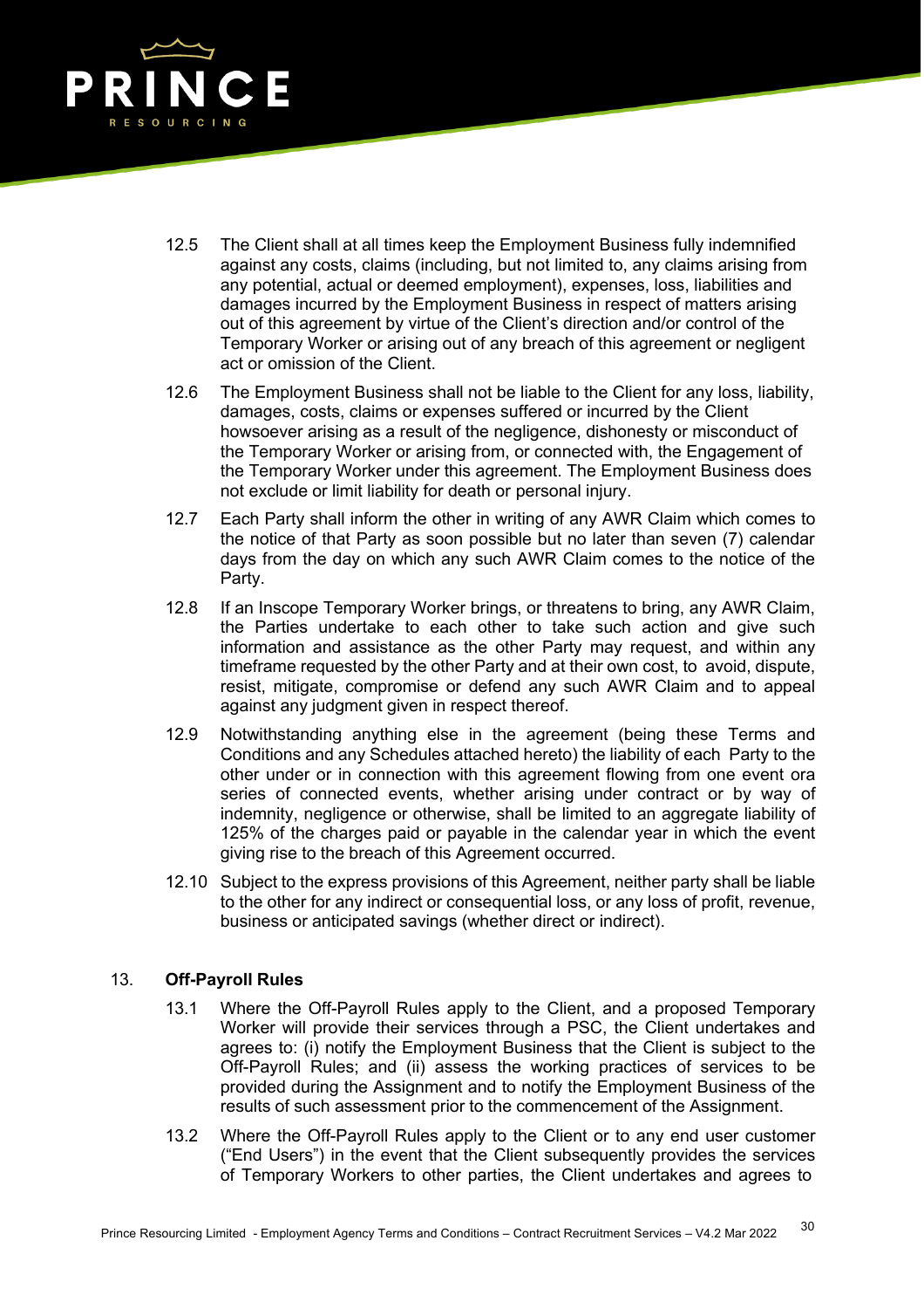12.5 The Client shall at all times keep the Employment Business fully indemnified against any costs, claims (including, but not limited to, any claims arising from any potential, actual or deemed employment), expenses, loss, liabilities and damages incurred by the Employment Business in respect of matters arising out of this agreement by virtue of the Client's direction and/or control of the Temporary Worker or arising out of any breach of this agreement or negligent act or omission of the Client.

12.6 The Employment Business shall not be liable to the Client for any loss, liability, damages, costs, claims or expenses suffered or incurred by the Client howsoever arising as a result of the negligence, dishonesty or misconduct of the Temporary Worker or arising from, or connected with, the Engagement of the Temporary Worker under this agreement. The Employment Business does not exclude or limit liability for death or personal injury.

12.7 Each Party shall inform the other in writing of any AWR Claim which comes to the notice of that Party as soon possible but no later than seven (7) calendar days from the day on which any such AWR Claim comes to the notice of the Party.

12.8 If an Inscope Temporary Worker brings, or threatens to bring, any AWR Claim, the Parties undertake to each other to take such action and give such information and assistance as the other Party may request, and within any timeframe requested by the other Party and at their own cost, to avoid, dispute, resist, mitigate, compromise or defend any such AWR Claim and to appeal against any judgment given in respect thereof.

12.9 Notwithstanding anything else in the agreement (being these Terms and Conditions and any Schedules attached hereto) the liability of each Party to the other under or in connection with this agreement flowing from one event ora series of connected events, whether arising under contract or by way of indemnity, negligence or otherwise, shall be limited to an aggregate liability of 125% of the charges paid or payable in the calendar year in which the event giving rise to the breach of this Agreement occurred.

12.10 Subject to the express provisions of this Agreement, neither party shall be liable to the other for any indirect or consequential loss, or any loss of profit, revenue, business or anticipated savings (whether direct or indirect).

## 13. Off-Payroll Rules

13.1 Where the Off-Payroll Rules apply to the Client, and a proposed Temporary Worker will provide their services through a PSC, the Client undertakes and agrees to: (i) notify the Employment Business that the Client is subject to the Off-Payroll Rules; and (ii) assess the working practices of services to be provided during the Assignment and to notify the Employment Business of the results of such assessment prior to the commencement of the Assignment.

13.2 Where the Off-Payroll Rules apply to the Client or to any end user customer ("End Users") in the event that the Client subsequently provides the services of Temporary Workers to other parties, the Client undertakes and agrees to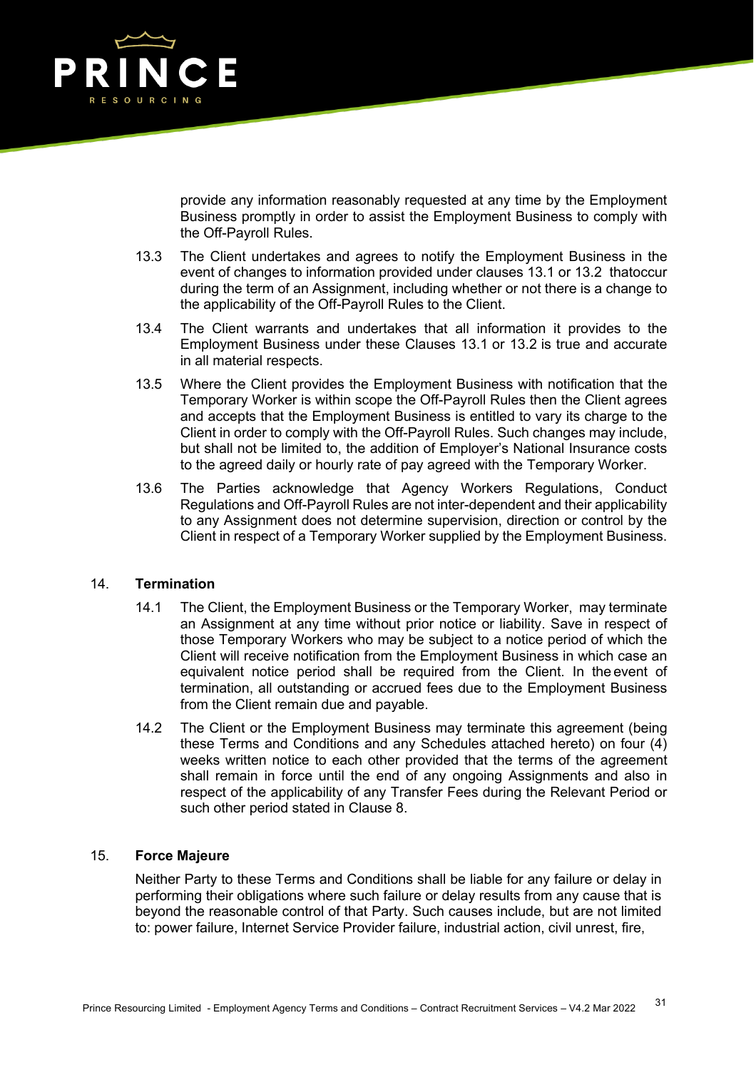provide any information reasonably requested at any time by the Employment Business promptly in order to assist the Employment Business to comply with the Off-Payroll Rules.

13.3 The Client undertakes and agrees to notify the Employment Business in the event of changes to information provided under clauses 13.1 or 13.2 thatoccur during the term of an Assignment, including whether or not there is a change to the applicability of the Off-Payroll Rules to the Client.

13.4 The Client warrants and undertakes that all information it provides to the Employment Business under these Clauses 13.1 or 13.2 is true and accurate in all material respects.

13.5 Where the Client provides the Employment Business with notification that the Temporary Worker is within scope the Off-Payroll Rules then the Client agrees and accepts that the Employment Business is entitled to vary its charge to the Client in order to comply with the Off-Payroll Rules. Such changes may include, but shall not be limited to, the addition of Employer's National Insurance costs to the agreed daily or hourly rate of pay agreed with the Temporary Worker.

13.6 The Parties acknowledge that Agency Workers Regulations, Conduct Regulations and Off-Payroll Rules are not inter-dependent and their applicability to any Assignment does not determine supervision, direction or control by the Client in respect of a Temporary Worker supplied by the Employment Business.

## 14. Termination

14.1 The Client, the Employment Business or the Temporary Worker, may terminate an Assignment at any time without prior notice or liability. Save in respect of those Temporary Workers who may be subject to a notice period of which the Client will receive notification from the Employment Business in which case an equivalent notice period shall be required from the Client. In the event of termination, all outstanding or accrued fees due to the Employment Business from the Client remain due and payable.

14.2 The Client or the Employment Business may terminate this agreement (being these Terms and Conditions and any Schedules attached hereto) on four (4) weeks written notice to each other provided that the terms of the agreement shall remain in force until the end of any ongoing Assignments and also in respect of the applicability of any Transfer Fees during the Relevant Period or such other period stated in Clause 8.

## 15. Force Majeure

Neither Party to these Terms and Conditions shall be liable for any failure or delay in performing their obligations where such failure or delay results from any cause that is beyond the reasonable control of that Party. Such causes include, but are not limited to: power failure, Internet Service Provider failure, industrial action, civil unrest, fire,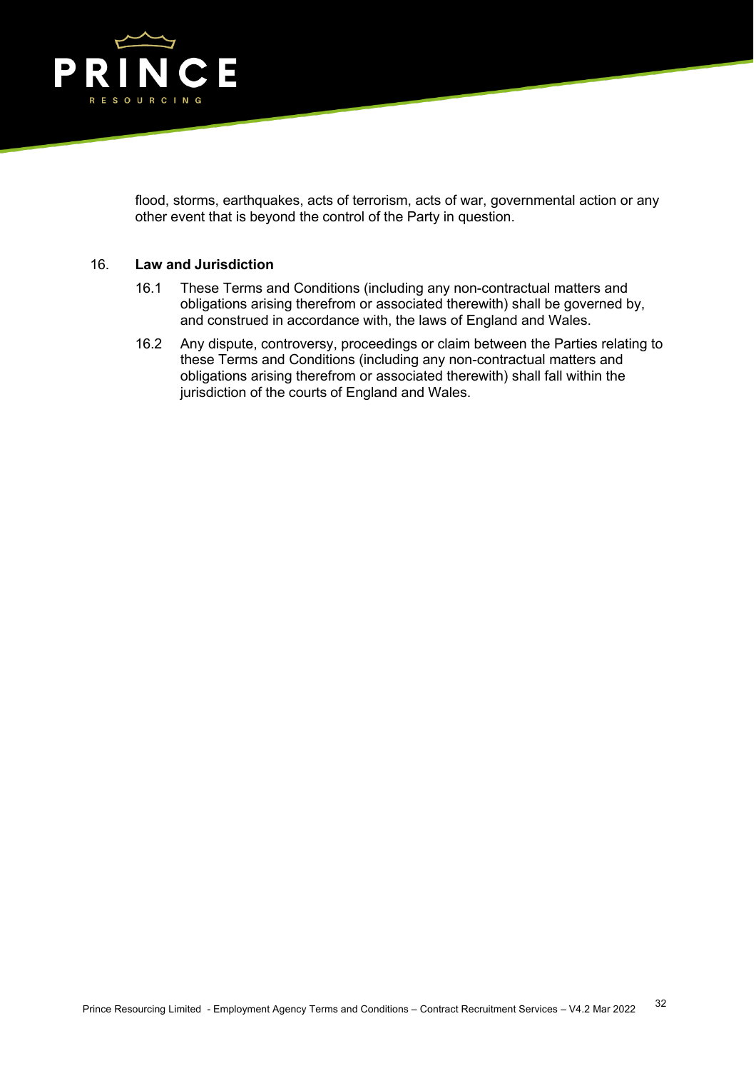flood, storms, earthquakes, acts of terrorism, acts of war, governmental action or any other event that is beyond the control of the Party in question.

16. **Law and Jurisdiction**

16.1 These Terms and Conditions (including any non-contractual matters and obligations arising therefrom or associated therewith) shall be governed by, and construed in accordance with, the laws of England and Wales.

16.2 Any dispute, controversy, proceedings or claim between the Parties relating to these Terms and Conditions (including any non-contractual matters and obligations arising therefrom or associated therewith) shall fall within the jurisdiction of the courts of England and Wales.